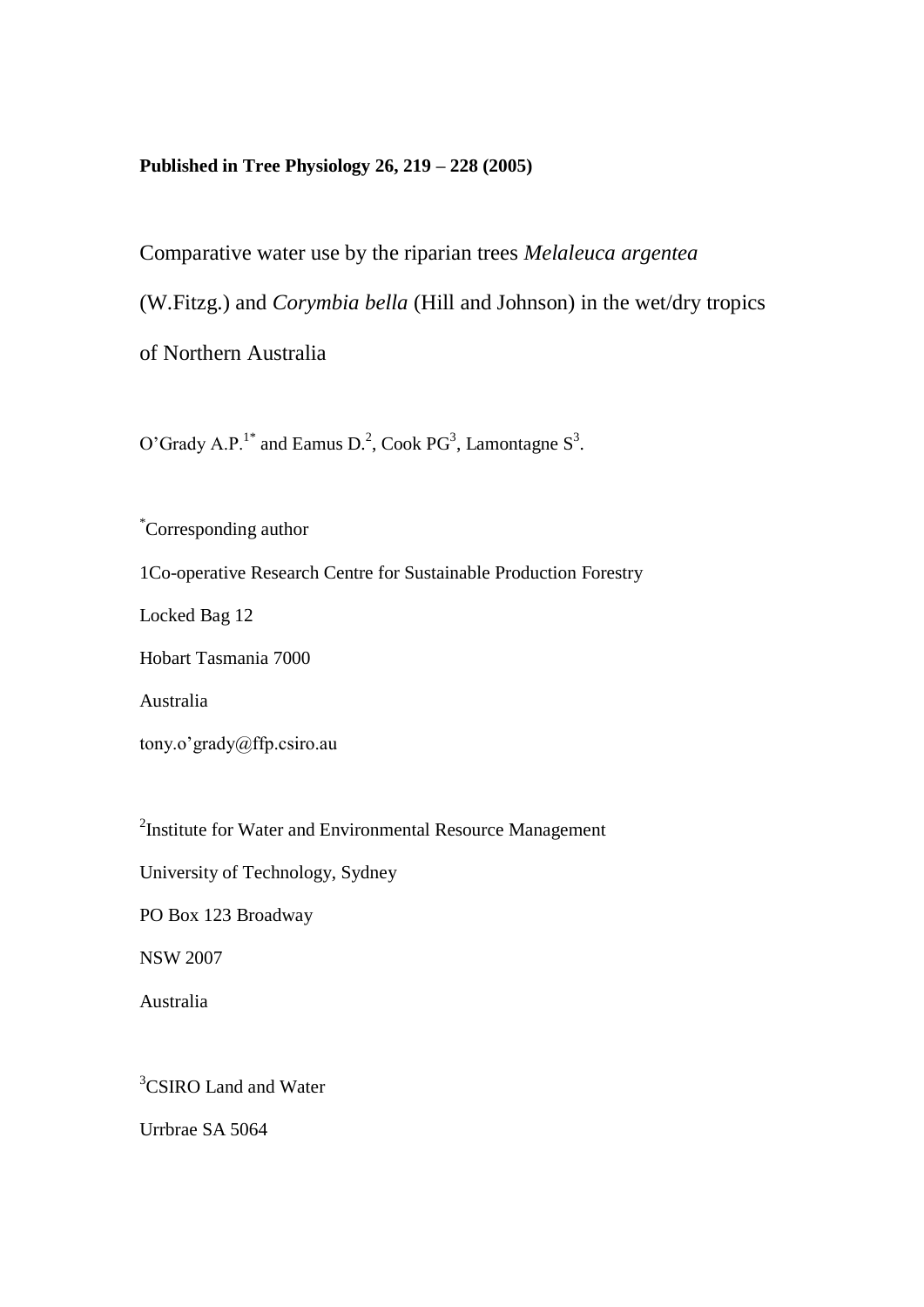**Published in Tree Physiology 26, 219 – 228 (2005)**

# Comparative water use by the riparian trees *Melaleuca argentea* (W.Fitzg.) and *Corymbia bella* (Hill and Johnson) in the wet/dry tropics of Northern Australia

O'Grady A.P.[1*] and Eamus D.[2], Cook PG[3], Lamontagne S[3].

[*]Corresponding author

1Co-operative Research Centre for Sustainable Production Forestry

Locked Bag 12

Hobart Tasmania 7000

Australia

tony.o'grady@ffp.csiro.au

[2]Institute for Water and Environmental Resource Management

University of Technology, Sydney

PO Box 123 Broadway

NSW 2007

Australia

[3]CSIRO Land and Water

Urrbrae SA 5064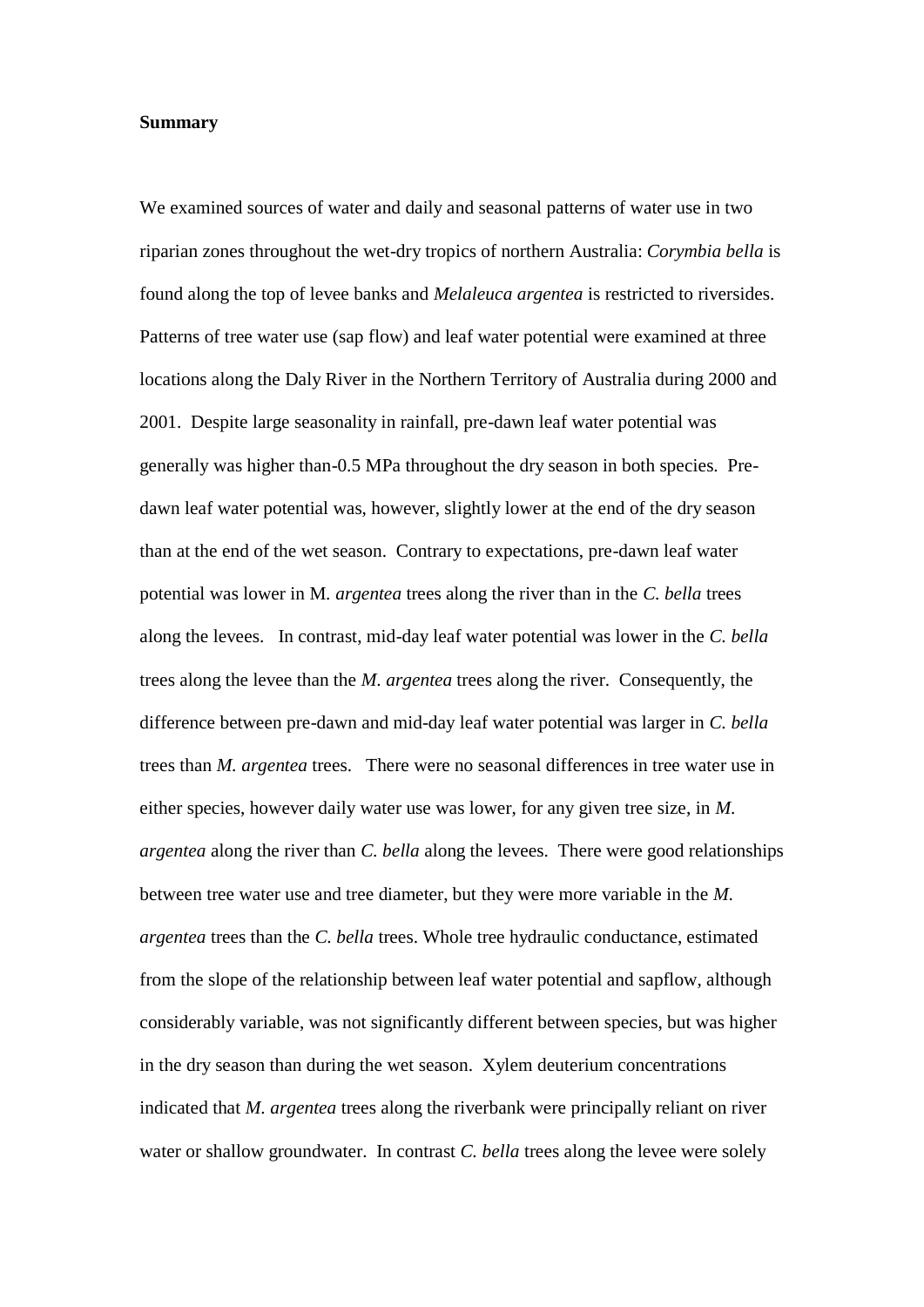**Summary**

We examined sources of water and daily and seasonal patterns of water use in two riparian zones throughout the wet-dry tropics of northern Australia: *Corymbia bella* is found along the top of levee banks and *Melaleuca argentea* is restricted to riversides. Patterns of tree water use (sap flow) and leaf water potential were examined at three locations along the Daly River in the Northern Territory of Australia during 2000 and 2001. Despite large seasonality in rainfall, pre-dawn leaf water potential was generally was higher than-0.5 MPa throughout the dry season in both species. Pre-dawn leaf water potential was, however, slightly lower at the end of the dry season than at the end of the wet season. Contrary to expectations, pre-dawn leaf water potential was lower in M. *argentea* trees along the river than in the *C. bella* trees along the levees. In contrast, mid-day leaf water potential was lower in the *C. bella* trees along the levee than the *M. argentea* trees along the river. Consequently, the difference between pre-dawn and mid-day leaf water potential was larger in *C. bella* trees than *M. argentea* trees. There were no seasonal differences in tree water use in either species, however daily water use was lower, for any given tree size, in *M. argentea* along the river than *C. bella* along the levees. There were good relationships between tree water use and tree diameter, but they were more variable in the *M. argentea* trees than the *C. bella* trees. Whole tree hydraulic conductance, estimated from the slope of the relationship between leaf water potential and sapflow, although considerably variable, was not significantly different between species, but was higher in the dry season than during the wet season. Xylem deuterium concentrations indicated that *M. argentea* trees along the riverbank were principally reliant on river water or shallow groundwater. In contrast *C. bella* trees along the levee were solely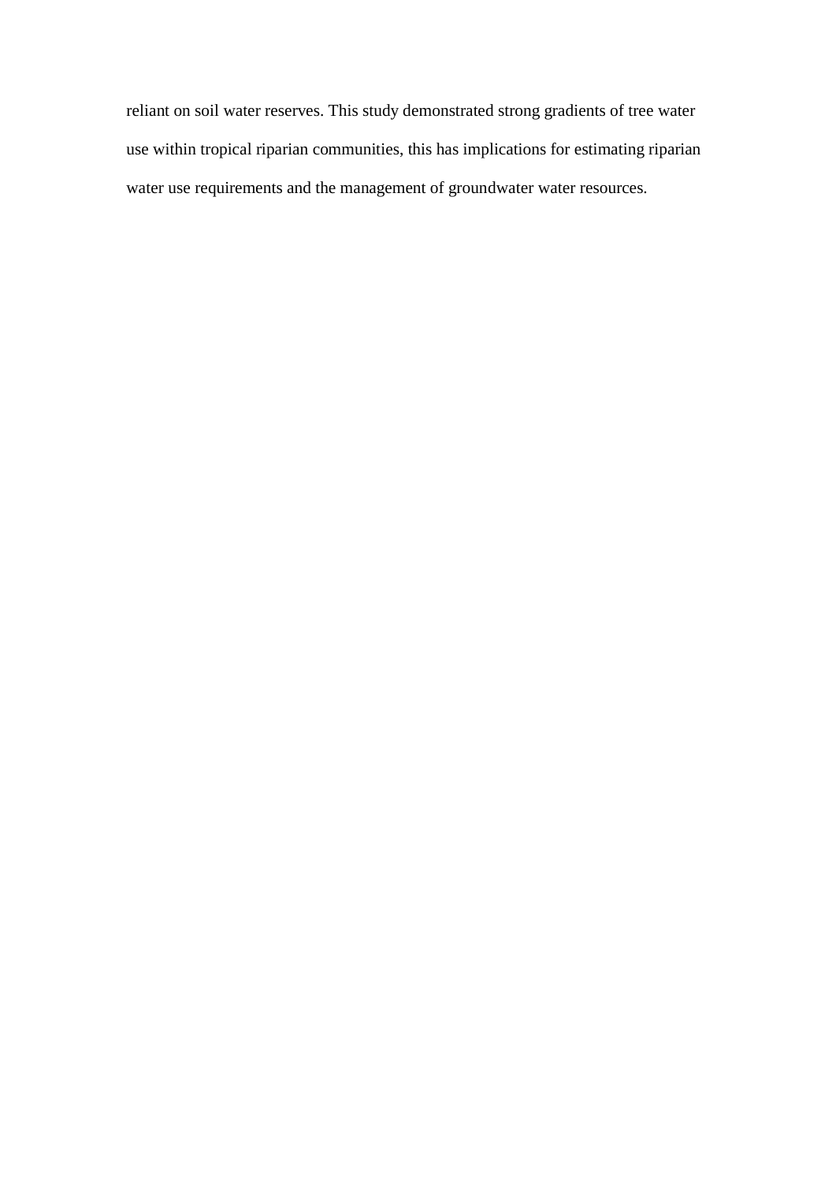reliant on soil water reserves. This study demonstrated strong gradients of tree water use within tropical riparian communities, this has implications for estimating riparian water use requirements and the management of groundwater water resources.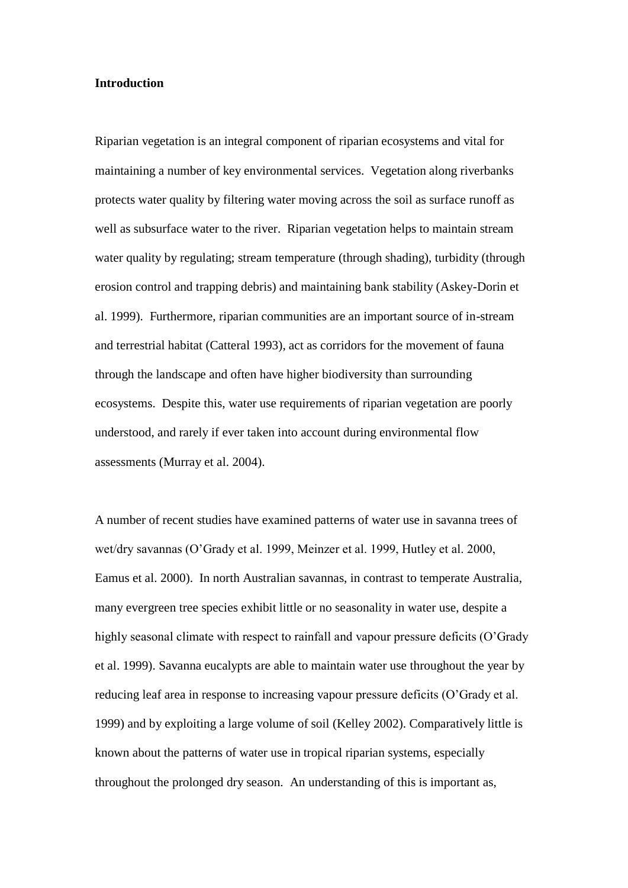**Introduction**

Riparian vegetation is an integral component of riparian ecosystems and vital for maintaining a number of key environmental services. Vegetation along riverbanks protects water quality by filtering water moving across the soil as surface runoff as well as subsurface water to the river. Riparian vegetation helps to maintain stream water quality by regulating; stream temperature (through shading), turbidity (through erosion control and trapping debris) and maintaining bank stability (Askey-Dorin et al. 1999). Furthermore, riparian communities are an important source of in-stream and terrestrial habitat (Catteral 1993), act as corridors for the movement of fauna through the landscape and often have higher biodiversity than surrounding ecosystems. Despite this, water use requirements of riparian vegetation are poorly understood, and rarely if ever taken into account during environmental flow assessments (Murray et al. 2004).

A number of recent studies have examined patterns of water use in savanna trees of wet/dry savannas (O'Grady et al. 1999, Meinzer et al. 1999, Hutley et al. 2000, Eamus et al. 2000). In north Australian savannas, in contrast to temperate Australia, many evergreen tree species exhibit little or no seasonality in water use, despite a highly seasonal climate with respect to rainfall and vapour pressure deficits (O'Grady et al. 1999). Savanna eucalypts are able to maintain water use throughout the year by reducing leaf area in response to increasing vapour pressure deficits (O'Grady et al. 1999) and by exploiting a large volume of soil (Kelley 2002). Comparatively little is known about the patterns of water use in tropical riparian systems, especially throughout the prolonged dry season. An understanding of this is important as,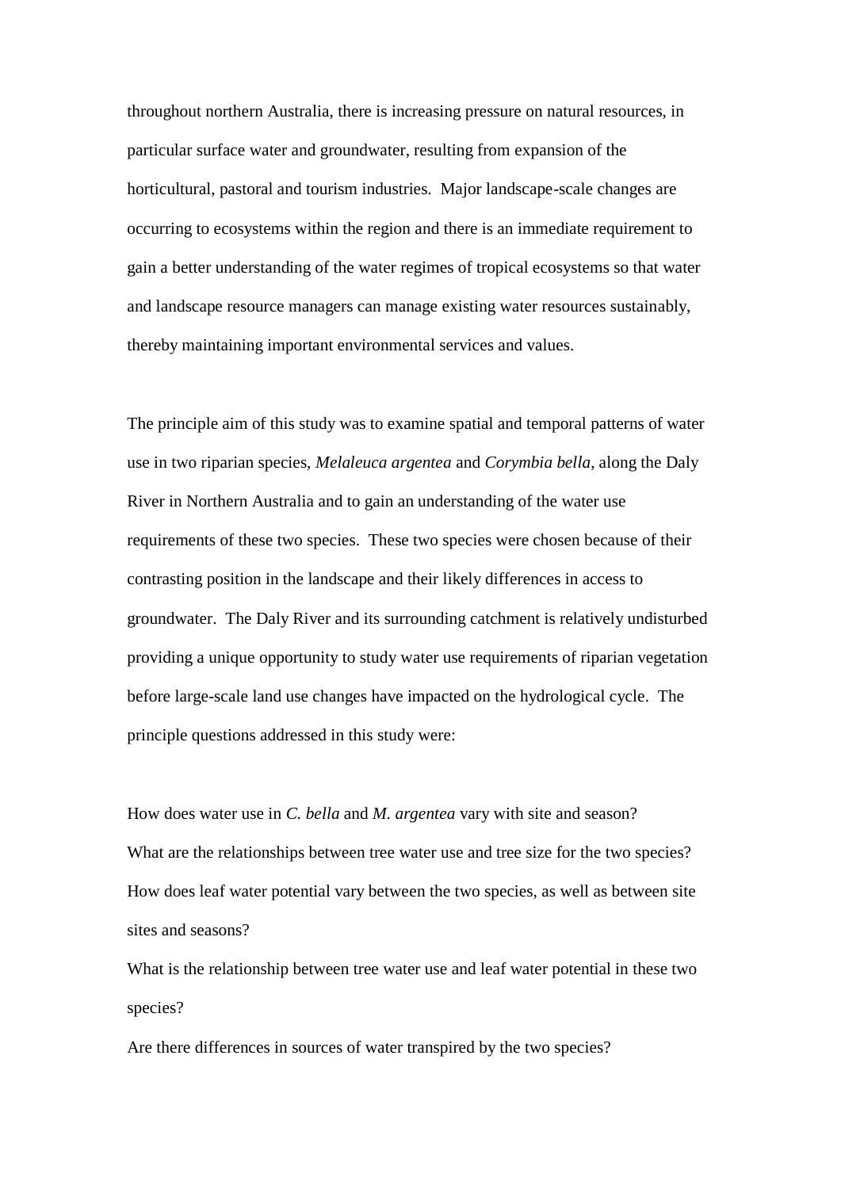throughout northern Australia, there is increasing pressure on natural resources, in particular surface water and groundwater, resulting from expansion of the horticultural, pastoral and tourism industries. Major landscape-scale changes are occurring to ecosystems within the region and there is an immediate requirement to gain a better understanding of the water regimes of tropical ecosystems so that water and landscape resource managers can manage existing water resources sustainably, thereby maintaining important environmental services and values.

The principle aim of this study was to examine spatial and temporal patterns of water use in two riparian species, *Melaleuca argentea* and *Corymbia bella*, along the Daly River in Northern Australia and to gain an understanding of the water use requirements of these two species. These two species were chosen because of their contrasting position in the landscape and their likely differences in access to groundwater. The Daly River and its surrounding catchment is relatively undisturbed providing a unique opportunity to study water use requirements of riparian vegetation before large-scale land use changes have impacted on the hydrological cycle. The principle questions addressed in this study were:

How does water use in *C. bella* and *M. argentea* vary with site and season?
What are the relationships between tree water use and tree size for the two species?
How does leaf water potential vary between the two species, as well as between site sites and seasons?
What is the relationship between tree water use and leaf water potential in these two species?
Are there differences in sources of water transpired by the two species?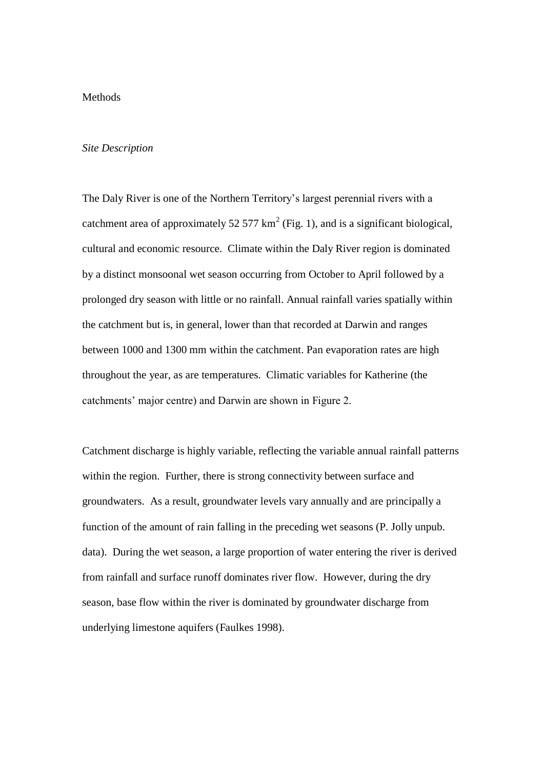# Methods

### *Site Description*

The Daly River is one of the Northern Territory's largest perennial rivers with a catchment area of approximately 52 577 $km^2$ (Fig. 1), and is a significant biological, cultural and economic resource. Climate within the Daly River region is dominated by a distinct monsoonal wet season occurring from October to April followed by a prolonged dry season with little or no rainfall. Annual rainfall varies spatially within the catchment but is, in general, lower than that recorded at Darwin and ranges between 1000 and 1300 mm within the catchment. Pan evaporation rates are high throughout the year, as are temperatures. Climatic variables for Katherine (the catchments' major centre) and Darwin are shown in Figure 2.

Catchment discharge is highly variable, reflecting the variable annual rainfall patterns within the region. Further, there is strong connectivity between surface and groundwaters. As a result, groundwater levels vary annually and are principally a function of the amount of rain falling in the preceding wet seasons (P. Jolly unpub. data). During the wet season, a large proportion of water entering the river is derived from rainfall and surface runoff dominates river flow. However, during the dry season, base flow within the river is dominated by groundwater discharge from underlying limestone aquifers (Faulkes 1998).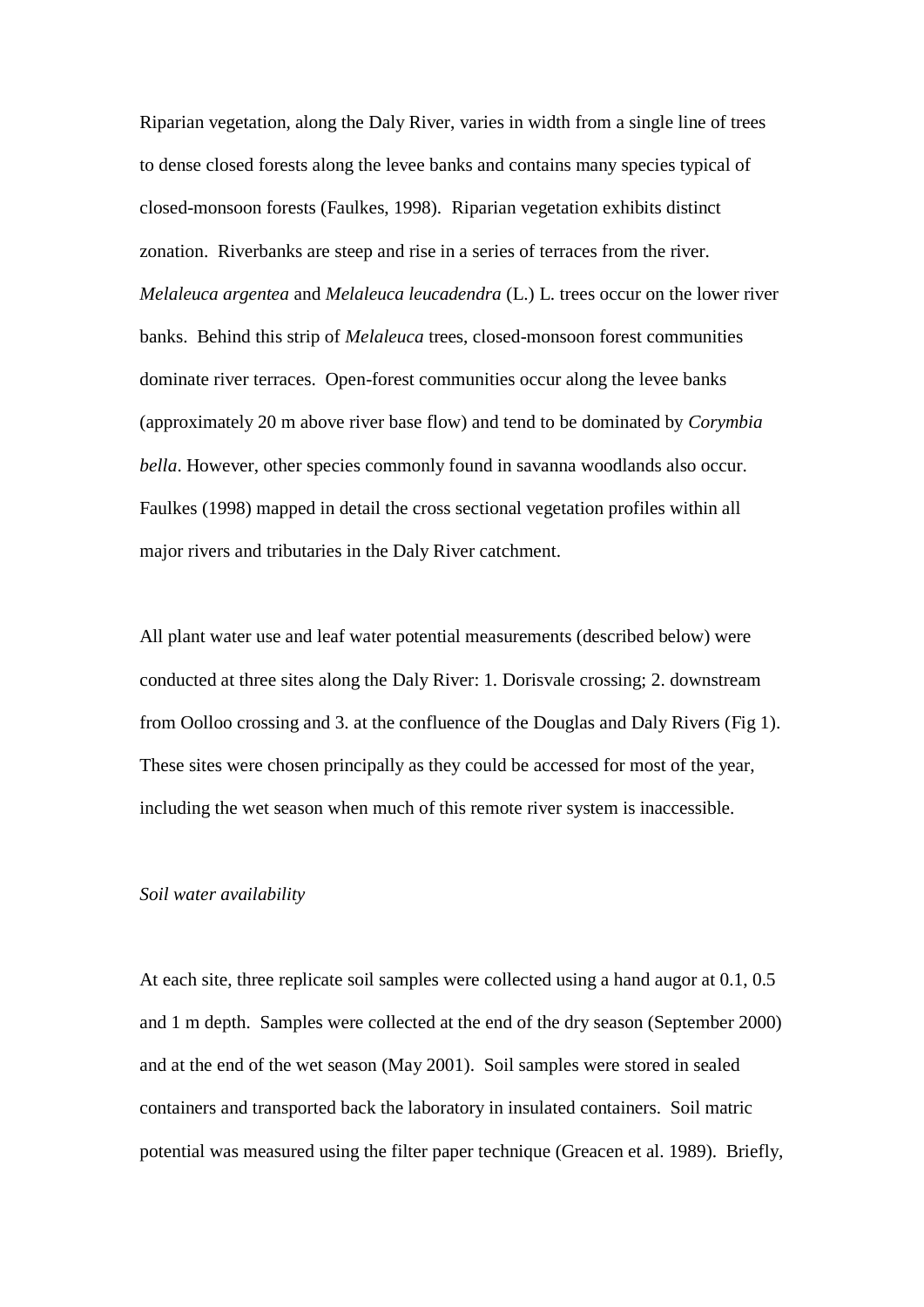Riparian vegetation, along the Daly River, varies in width from a single line of trees to dense closed forests along the levee banks and contains many species typical of closed-monsoon forests (Faulkes, 1998). Riparian vegetation exhibits distinct zonation. Riverbanks are steep and rise in a series of terraces from the river. *Melaleuca argentea* and *Melaleuca leucadendra* (L.) L. trees occur on the lower river banks. Behind this strip of *Melaleuca* trees, closed-monsoon forest communities dominate river terraces. Open-forest communities occur along the levee banks (approximately 20 m above river base flow) and tend to be dominated by *Corymbia bella*. However, other species commonly found in savanna woodlands also occur. Faulkes (1998) mapped in detail the cross sectional vegetation profiles within all major rivers and tributaries in the Daly River catchment.

All plant water use and leaf water potential measurements (described below) were conducted at three sites along the Daly River: 1. Dorisvale crossing; 2. downstream from Oolloo crossing and 3. at the confluence of the Douglas and Daly Rivers (Fig 1). These sites were chosen principally as they could be accessed for most of the year, including the wet season when much of this remote river system is inaccessible.

*Soil water availability*

At each site, three replicate soil samples were collected using a hand augor at 0.1, 0.5 and 1 m depth. Samples were collected at the end of the dry season (September 2000) and at the end of the wet season (May 2001). Soil samples were stored in sealed containers and transported back the laboratory in insulated containers. Soil matric potential was measured using the filter paper technique (Greacen et al. 1989). Briefly,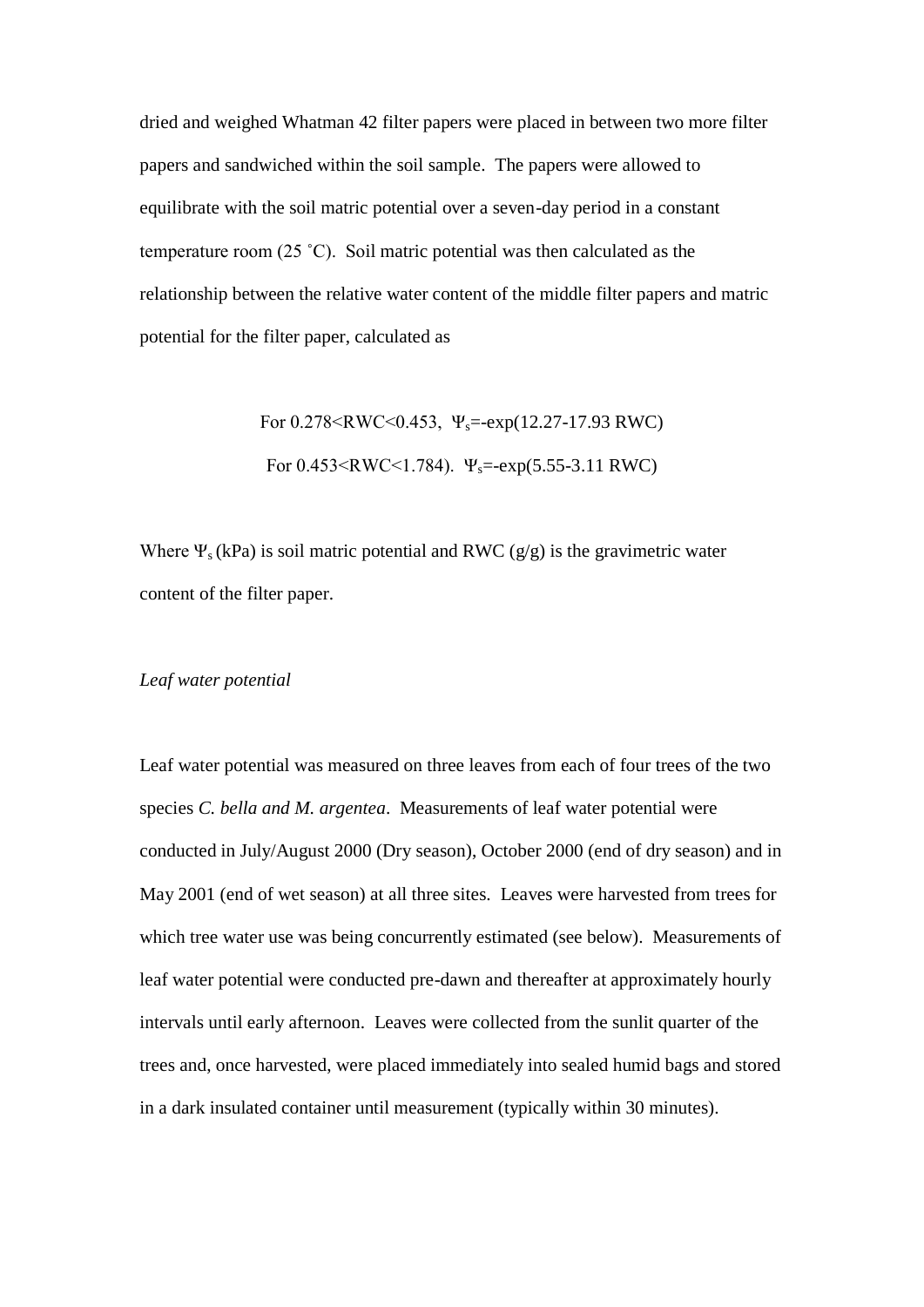dried and weighed Whatman 42 filter papers were placed in between two more filter papers and sandwiched within the soil sample. The papers were allowed to equilibrate with the soil matric potential over a seven-day period in a constant temperature room (25 ˚C). Soil matric potential was then calculated as the relationship between the relative water content of the middle filter papers and matric potential for the filter paper, calculated as

$$\text{For } 0.278<RWC<0.453, \quad \Psi_s=-\exp(12.27-17.93\ RWC)$$

$$\text{For } 0.453<RWC<1.784). \quad \Psi_s=-\exp(5.55-3.11\ RWC)$$

Where $\Psi_s$ (kPa) is soil matric potential and RWC (g/g) is the gravimetric water content of the filter paper.

*Leaf water potential*

Leaf water potential was measured on three leaves from each of four trees of the two species *C. bella and M. argentea*. Measurements of leaf water potential were conducted in July/August 2000 (Dry season), October 2000 (end of dry season) and in May 2001 (end of wet season) at all three sites. Leaves were harvested from trees for which tree water use was being concurrently estimated (see below). Measurements of leaf water potential were conducted pre-dawn and thereafter at approximately hourly intervals until early afternoon. Leaves were collected from the sunlit quarter of the trees and, once harvested, were placed immediately into sealed humid bags and stored in a dark insulated container until measurement (typically within 30 minutes).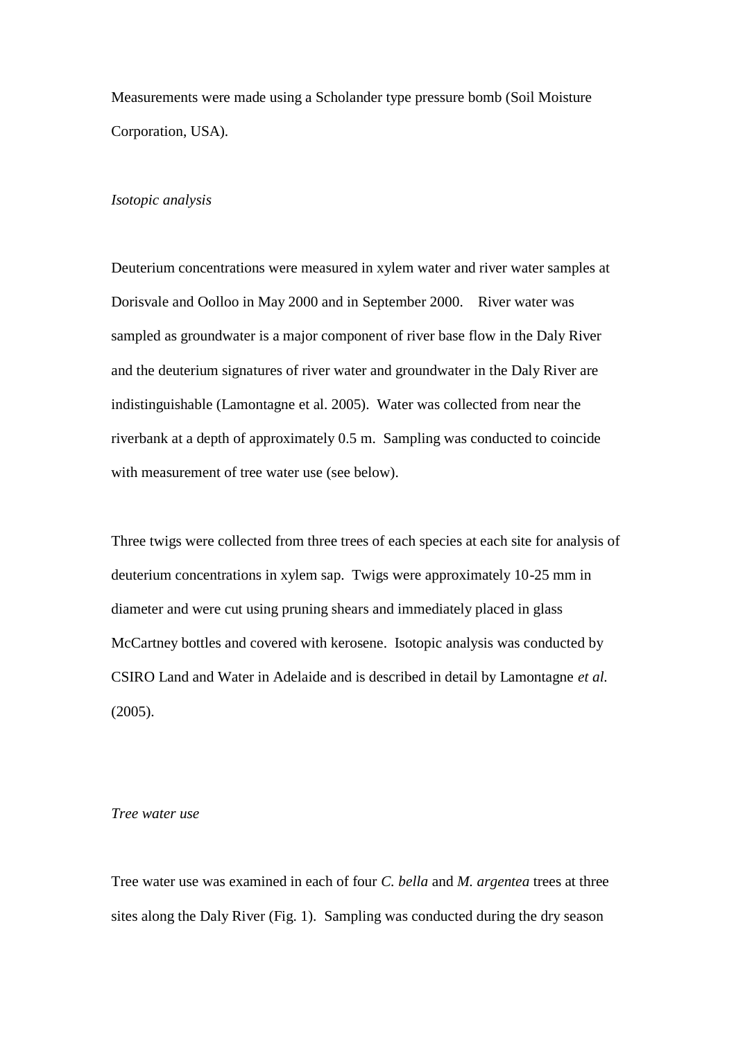Measurements were made using a Scholander type pressure bomb (Soil Moisture Corporation, USA).

*Isotopic analysis*

Deuterium concentrations were measured in xylem water and river water samples at Dorisvale and Oolloo in May 2000 and in September 2000. River water was sampled as groundwater is a major component of river base flow in the Daly River and the deuterium signatures of river water and groundwater in the Daly River are indistinguishable (Lamontagne et al. 2005). Water was collected from near the riverbank at a depth of approximately 0.5 m. Sampling was conducted to coincide with measurement of tree water use (see below).

Three twigs were collected from three trees of each species at each site for analysis of deuterium concentrations in xylem sap. Twigs were approximately 10-25 mm in diameter and were cut using pruning shears and immediately placed in glass McCartney bottles and covered with kerosene. Isotopic analysis was conducted by CSIRO Land and Water in Adelaide and is described in detail by Lamontagne *et al.* (2005).

*Tree water use*

Tree water use was examined in each of four *C. bella* and *M. argentea* trees at three sites along the Daly River (Fig. 1). Sampling was conducted during the dry season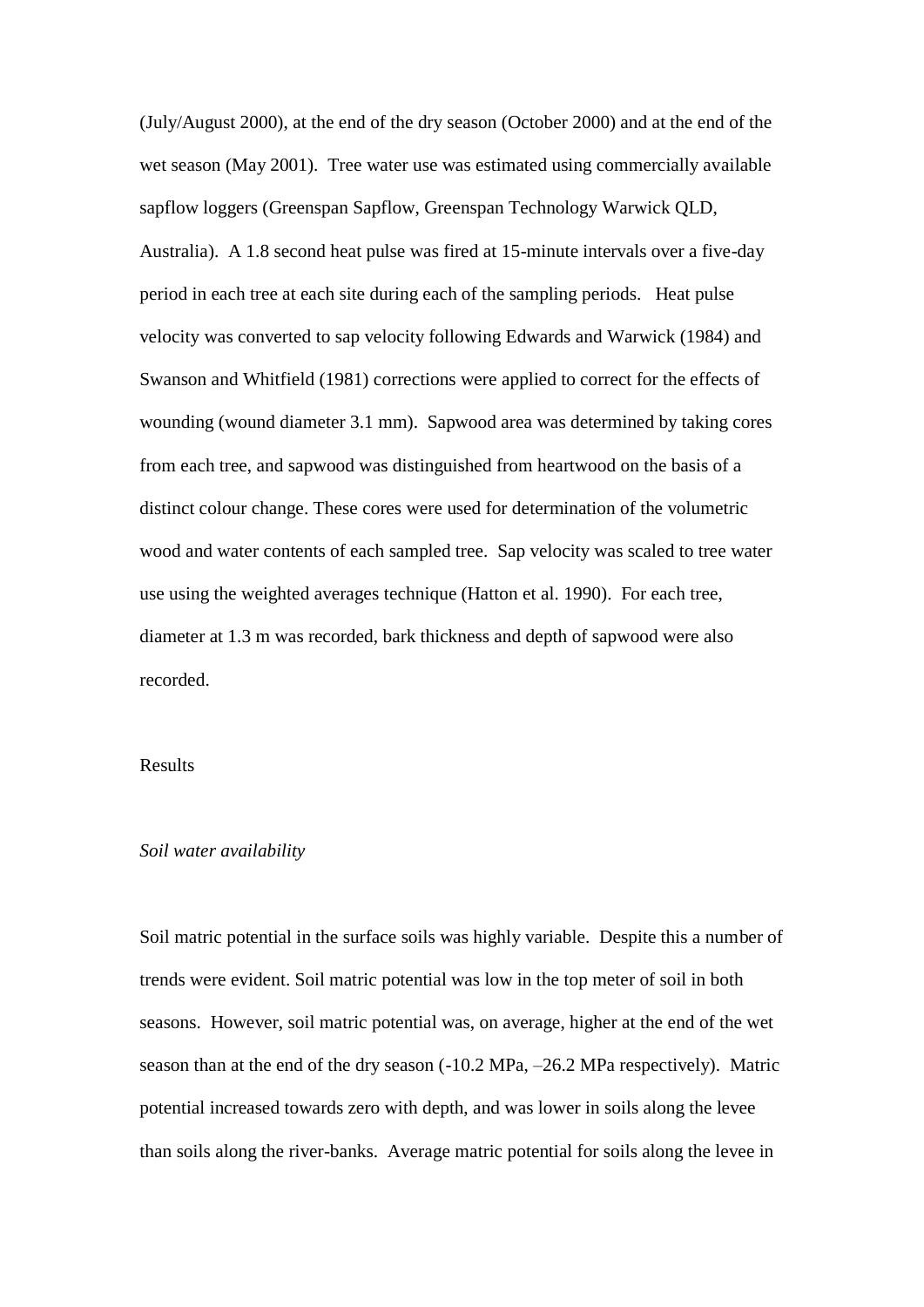(July/August 2000), at the end of the dry season (October 2000) and at the end of the wet season (May 2001). Tree water use was estimated using commercially available sapflow loggers (Greenspan Sapflow, Greenspan Technology Warwick QLD, Australia). A 1.8 second heat pulse was fired at 15-minute intervals over a five-day period in each tree at each site during each of the sampling periods. Heat pulse velocity was converted to sap velocity following Edwards and Warwick (1984) and Swanson and Whitfield (1981) corrections were applied to correct for the effects of wounding (wound diameter 3.1 mm). Sapwood area was determined by taking cores from each tree, and sapwood was distinguished from heartwood on the basis of a distinct colour change. These cores were used for determination of the volumetric wood and water contents of each sampled tree. Sap velocity was scaled to tree water use using the weighted averages technique (Hatton et al. 1990). For each tree, diameter at 1.3 m was recorded, bark thickness and depth of sapwood were also recorded.

## Results

### *Soil water availability*

Soil matric potential in the surface soils was highly variable. Despite this a number of trends were evident. Soil matric potential was low in the top meter of soil in both seasons. However, soil matric potential was, on average, higher at the end of the wet season than at the end of the dry season (-10.2 MPa, –26.2 MPa respectively). Matric potential increased towards zero with depth, and was lower in soils along the levee than soils along the river-banks. Average matric potential for soils along the levee in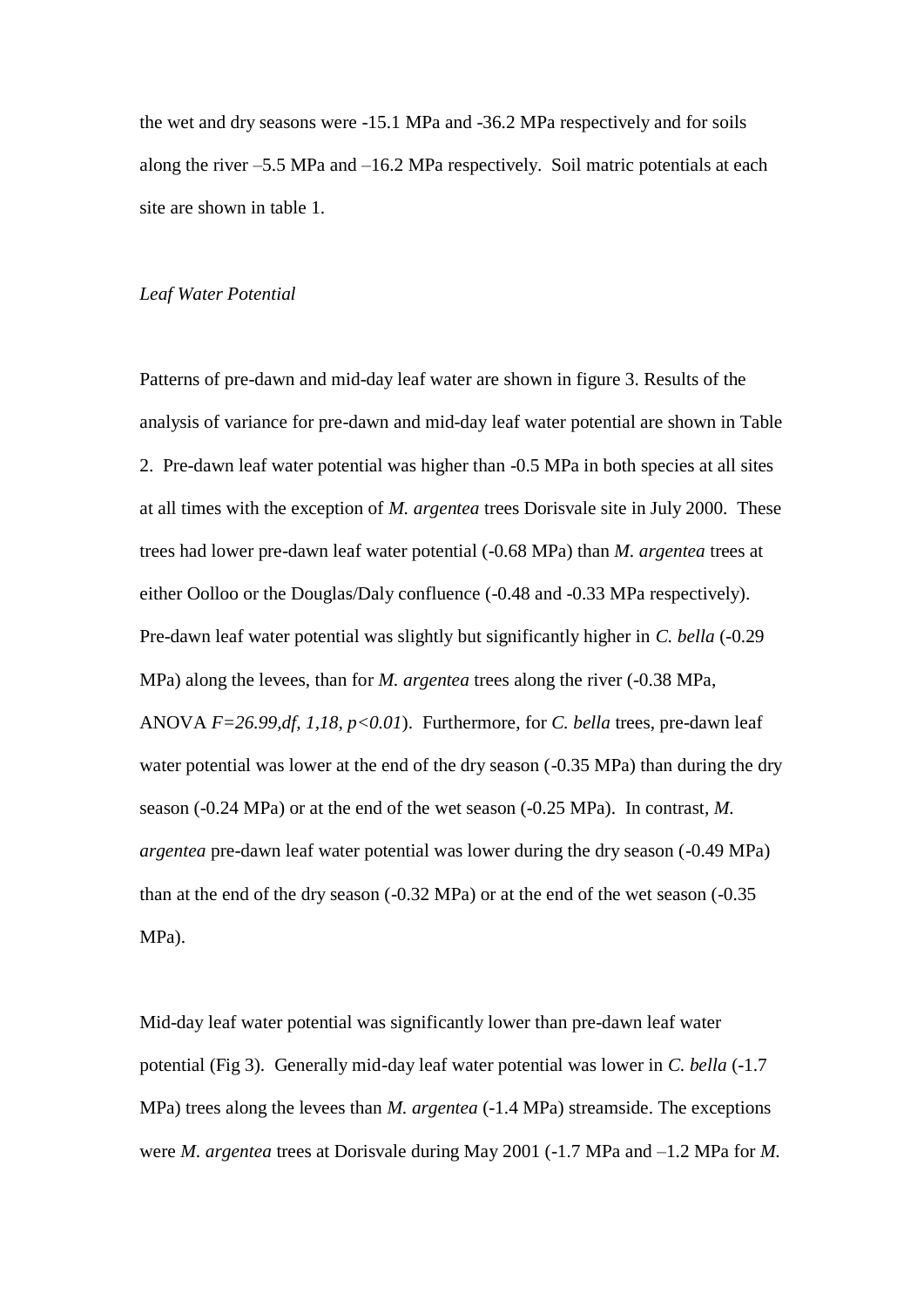the wet and dry seasons were -15.1 MPa and -36.2 MPa respectively and for soils along the river –5.5 MPa and –16.2 MPa respectively. Soil matric potentials at each site are shown in table 1.

*Leaf Water Potential*

Patterns of pre-dawn and mid-day leaf water are shown in figure 3. Results of the analysis of variance for pre-dawn and mid-day leaf water potential are shown in Table 2. Pre-dawn leaf water potential was higher than -0.5 MPa in both species at all sites at all times with the exception of *M. argentea* trees Dorisvale site in July 2000. These trees had lower pre-dawn leaf water potential (-0.68 MPa) than *M. argentea* trees at either Oolloo or the Douglas/Daly confluence (-0.48 and -0.33 MPa respectively). Pre-dawn leaf water potential was slightly but significantly higher in *C. bella* (-0.29 MPa) along the levees, than for *M. argentea* trees along the river (-0.38 MPa, ANOVA $F=26.99, df, 1,18, p<0.01$). Furthermore, for *C. bella* trees, pre-dawn leaf water potential was lower at the end of the dry season (-0.35 MPa) than during the dry season (-0.24 MPa) or at the end of the wet season (-0.25 MPa). In contrast, *M. argentea* pre-dawn leaf water potential was lower during the dry season (-0.49 MPa) than at the end of the dry season (-0.32 MPa) or at the end of the wet season (-0.35 MPa).

Mid-day leaf water potential was significantly lower than pre-dawn leaf water potential (Fig 3). Generally mid-day leaf water potential was lower in *C. bella* (-1.7 MPa) trees along the levees than *M. argentea* (-1.4 MPa) streamside. The exceptions were *M. argentea* trees at Dorisvale during May 2001 (-1.7 MPa and –1.2 MPa for *M.*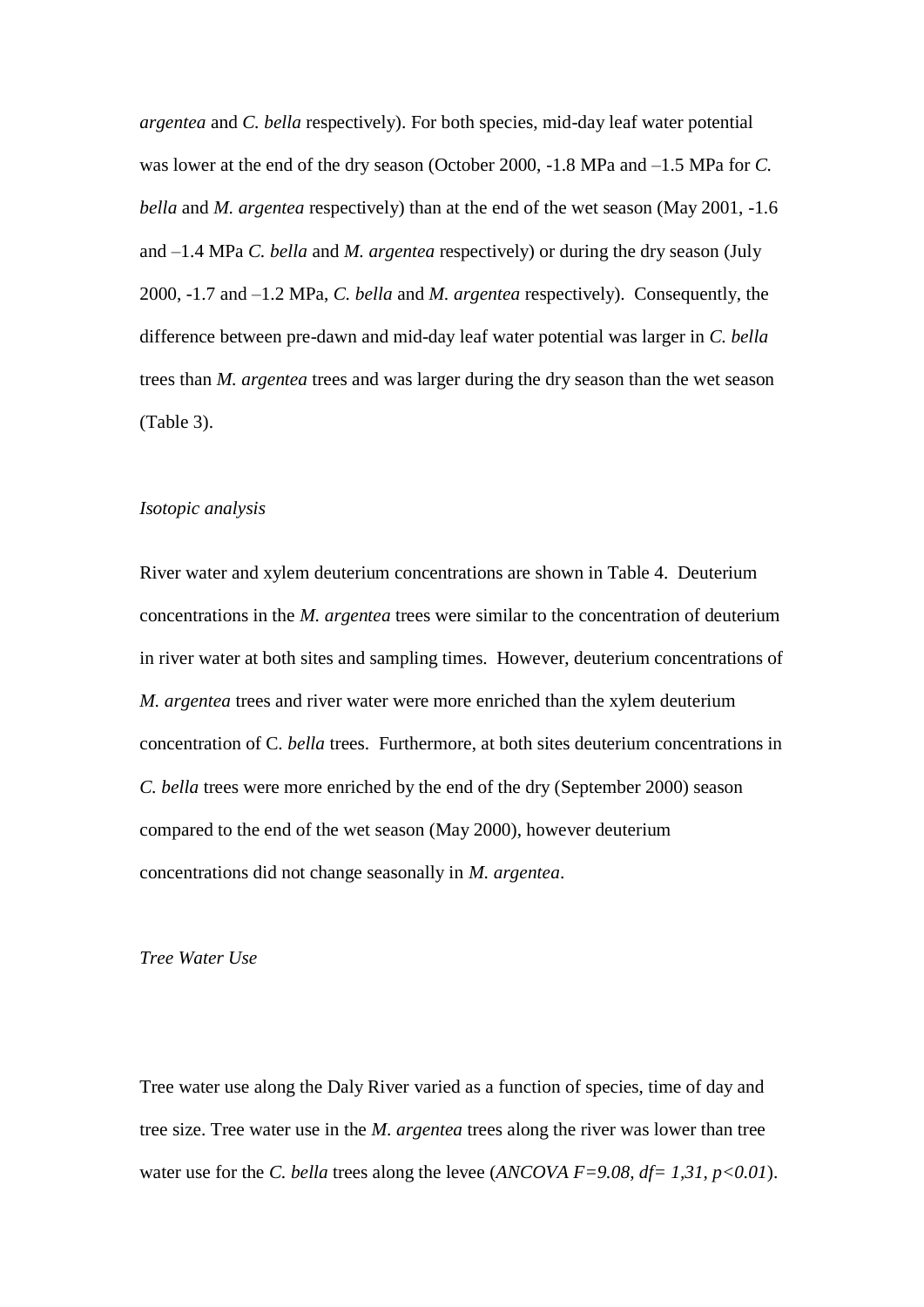*argentea* and *C. bella* respectively). For both species, mid-day leaf water potential was lower at the end of the dry season (October 2000, -1.8 MPa and –1.5 MPa for *C. bella* and *M. argentea* respectively) than at the end of the wet season (May 2001, -1.6 and –1.4 MPa *C. bella* and *M. argentea* respectively) or during the dry season (July 2000, -1.7 and –1.2 MPa, *C. bella* and *M. argentea* respectively). Consequently, the difference between pre-dawn and mid-day leaf water potential was larger in *C. bella* trees than *M. argentea* trees and was larger during the dry season than the wet season (Table 3).

### *Isotopic analysis*

River water and xylem deuterium concentrations are shown in Table 4. Deuterium concentrations in the *M. argentea* trees were similar to the concentration of deuterium in river water at both sites and sampling times. However, deuterium concentrations of *M. argentea* trees and river water were more enriched than the xylem deuterium concentration of C. *bella* trees. Furthermore, at both sites deuterium concentrations in *C. bella* trees were more enriched by the end of the dry (September 2000) season compared to the end of the wet season (May 2000), however deuterium concentrations did not change seasonally in *M. argentea*.

### *Tree Water Use*

Tree water use along the Daly River varied as a function of species, time of day and tree size. Tree water use in the *M. argentea* trees along the river was lower than tree water use for the *C. bella* trees along the levee (*ANCOVA* $F=9.08$, $df= 1,31$, $p<0.01$).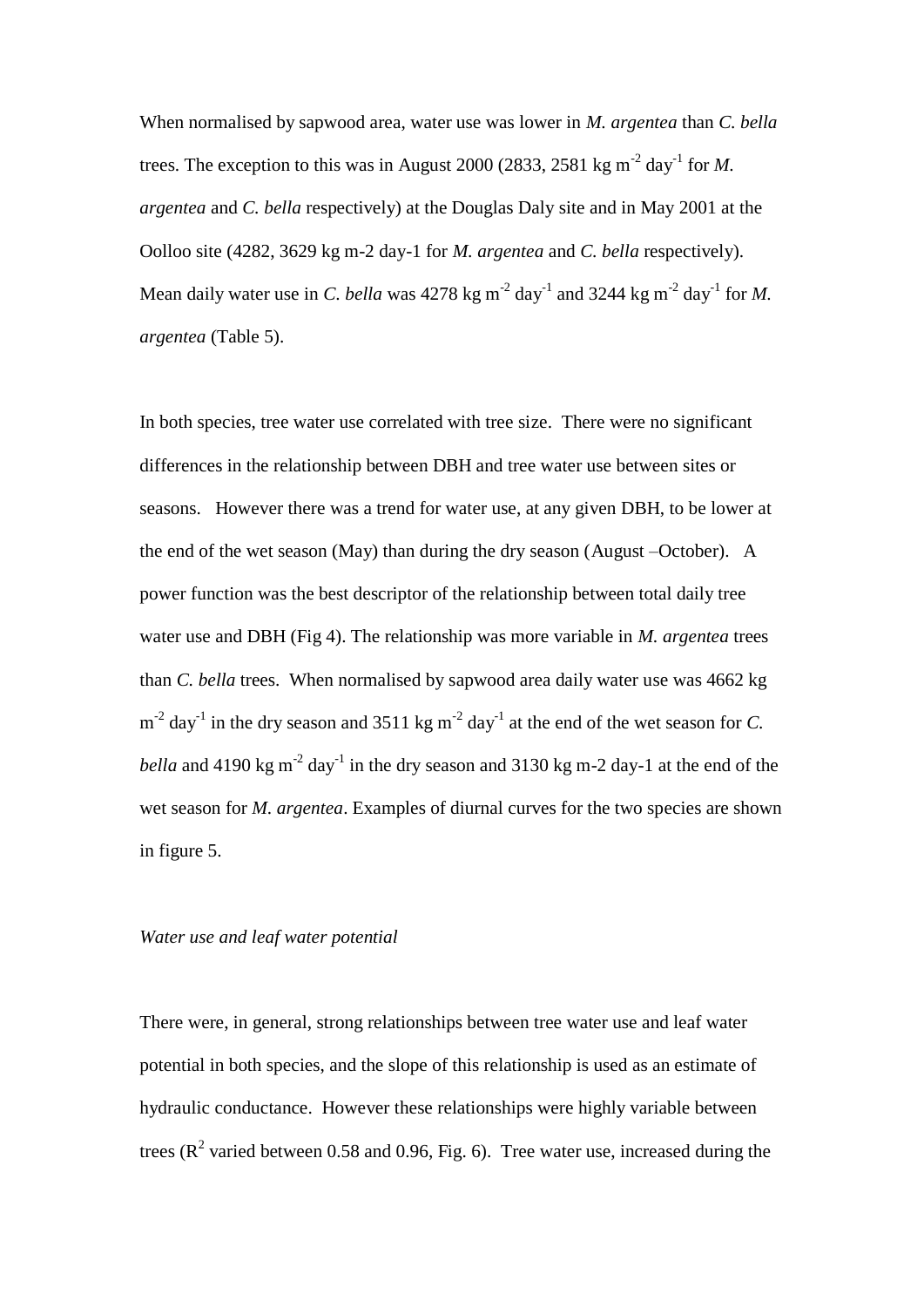When normalised by sapwood area, water use was lower in *M. argentea* than *C. bella* trees. The exception to this was in August 2000 (2833, 2581 kg $m^{-2}$ $day^{-1}$ for *M. argentea* and *C. bella* respectively) at the Douglas Daly site and in May 2001 at the Oolloo site (4282, 3629 kg m-2 day-1 for *M. argentea* and *C. bella* respectively). Mean daily water use in *C. bella* was 4278 kg $m^{-2}$ $day^{-1}$ and 3244 kg $m^{-2}$ $day^{-1}$ for *M. argentea* (Table 5).

In both species, tree water use correlated with tree size. There were no significant differences in the relationship between DBH and tree water use between sites or seasons. However there was a trend for water use, at any given DBH, to be lower at the end of the wet season (May) than during the dry season (August –October). A power function was the best descriptor of the relationship between total daily tree water use and DBH (Fig 4). The relationship was more variable in *M. argentea* trees than *C. bella* trees. When normalised by sapwood area daily water use was 4662 kg $m^{-2}$ $day^{-1}$ in the dry season and 3511 kg $m^{-2}$ $day^{-1}$ at the end of the wet season for *C. bella* and 4190 kg $m^{-2}$ $day^{-1}$ in the dry season and 3130 kg m-2 day-1 at the end of the wet season for *M. argentea*. Examples of diurnal curves for the two species are shown in figure 5.

*Water use and leaf water potential*

There were, in general, strong relationships between tree water use and leaf water potential in both species, and the slope of this relationship is used as an estimate of hydraulic conductance. However these relationships were highly variable between trees ($R^2$ varied between 0.58 and 0.96, Fig. 6). Tree water use, increased during the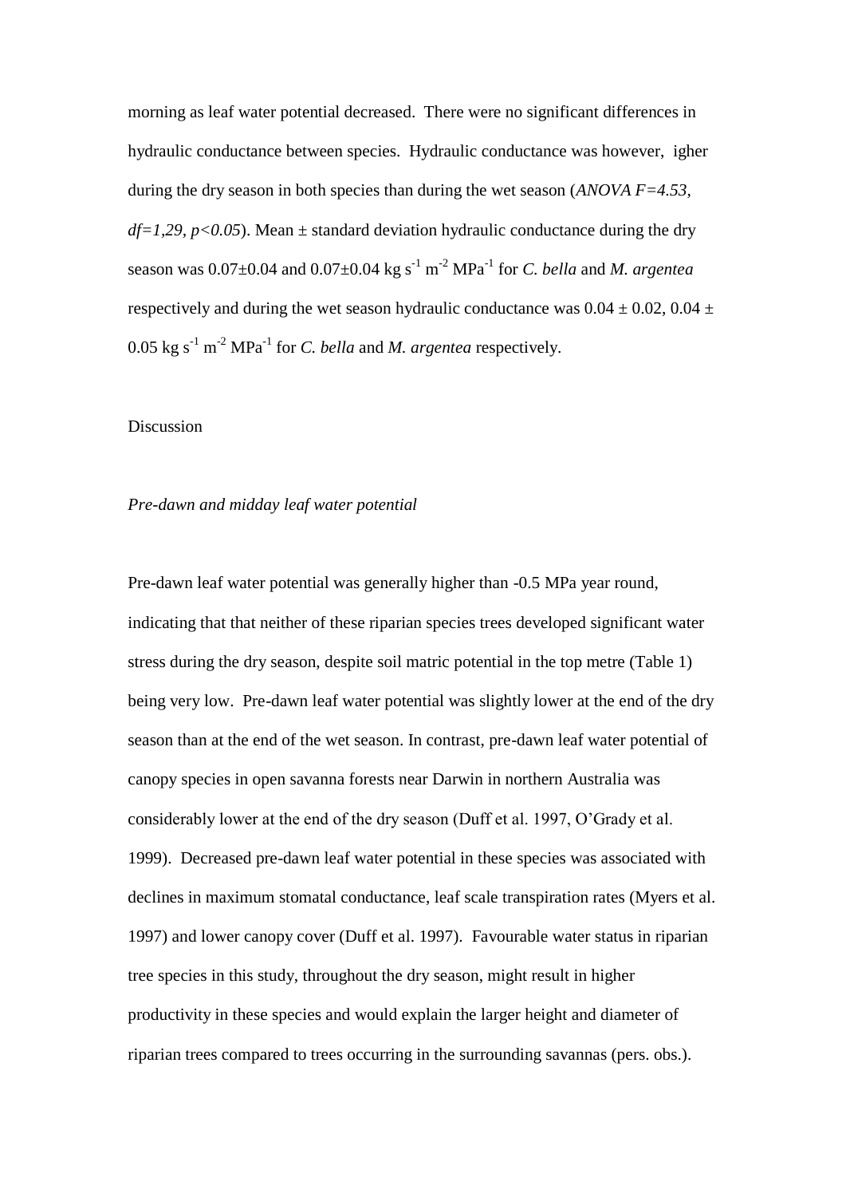morning as leaf water potential decreased. There were no significant differences in hydraulic conductance between species. Hydraulic conductance was however, igher during the dry season in both species than during the wet season (*ANOVA* $F=4.53$, $df=1,29$, $p<0.05$). Mean ± standard deviation hydraulic conductance during the dry season was 0.07±0.04 and 0.07±0.04 kg $s^{-1}$ $m^{-2}$ $MPa^{-1}$ for *C. bella* and *M. argentea* respectively and during the wet season hydraulic conductance was 0.04 ± 0.02, 0.04 ± 0.05 kg $s^{-1}$ $m^{-2}$ $MPa^{-1}$ for *C. bella* and *M. argentea* respectively.

## Discussion

### *Pre-dawn and midday leaf water potential*

Pre-dawn leaf water potential was generally higher than -0.5 MPa year round, indicating that that neither of these riparian species trees developed significant water stress during the dry season, despite soil matric potential in the top metre (Table 1) being very low. Pre-dawn leaf water potential was slightly lower at the end of the dry season than at the end of the wet season. In contrast, pre-dawn leaf water potential of canopy species in open savanna forests near Darwin in northern Australia was considerably lower at the end of the dry season (Duff et al. 1997, O'Grady et al. 1999). Decreased pre-dawn leaf water potential in these species was associated with declines in maximum stomatal conductance, leaf scale transpiration rates (Myers et al. 1997) and lower canopy cover (Duff et al. 1997). Favourable water status in riparian tree species in this study, throughout the dry season, might result in higher productivity in these species and would explain the larger height and diameter of riparian trees compared to trees occurring in the surrounding savannas (pers. obs.).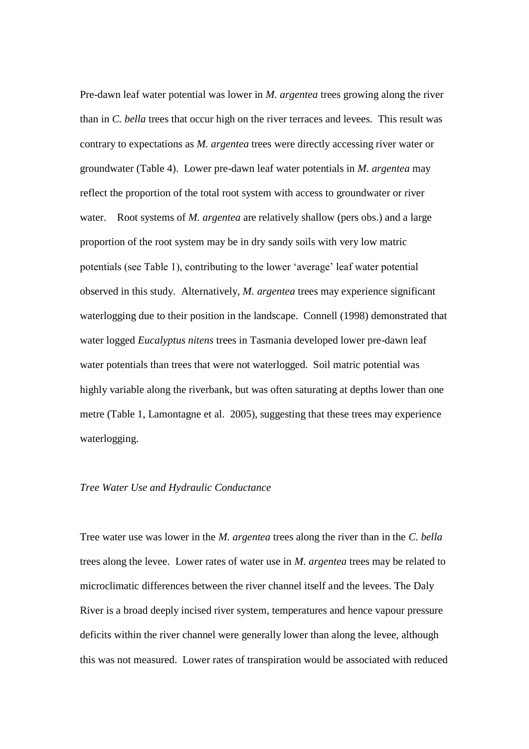Pre-dawn leaf water potential was lower in *M. argentea* trees growing along the river than in *C. bella* trees that occur high on the river terraces and levees. This result was contrary to expectations as *M. argentea* trees were directly accessing river water or groundwater (Table 4). Lower pre-dawn leaf water potentials in *M. argentea* may reflect the proportion of the total root system with access to groundwater or river water. Root systems of *M. argentea* are relatively shallow (pers obs.) and a large proportion of the root system may be in dry sandy soils with very low matric potentials (see Table 1), contributing to the lower 'average' leaf water potential observed in this study. Alternatively, *M. argentea* trees may experience significant waterlogging due to their position in the landscape. Connell (1998) demonstrated that water logged *Eucalyptus nitens* trees in Tasmania developed lower pre-dawn leaf water potentials than trees that were not waterlogged. Soil matric potential was highly variable along the riverbank, but was often saturating at depths lower than one metre (Table 1, Lamontagne et al. 2005), suggesting that these trees may experience waterlogging.

### *Tree Water Use and Hydraulic Conductance*

Tree water use was lower in the *M. argentea* trees along the river than in the *C. bella* trees along the levee. Lower rates of water use in *M. argentea* trees may be related to microclimatic differences between the river channel itself and the levees. The Daly River is a broad deeply incised river system, temperatures and hence vapour pressure deficits within the river channel were generally lower than along the levee, although this was not measured. Lower rates of transpiration would be associated with reduced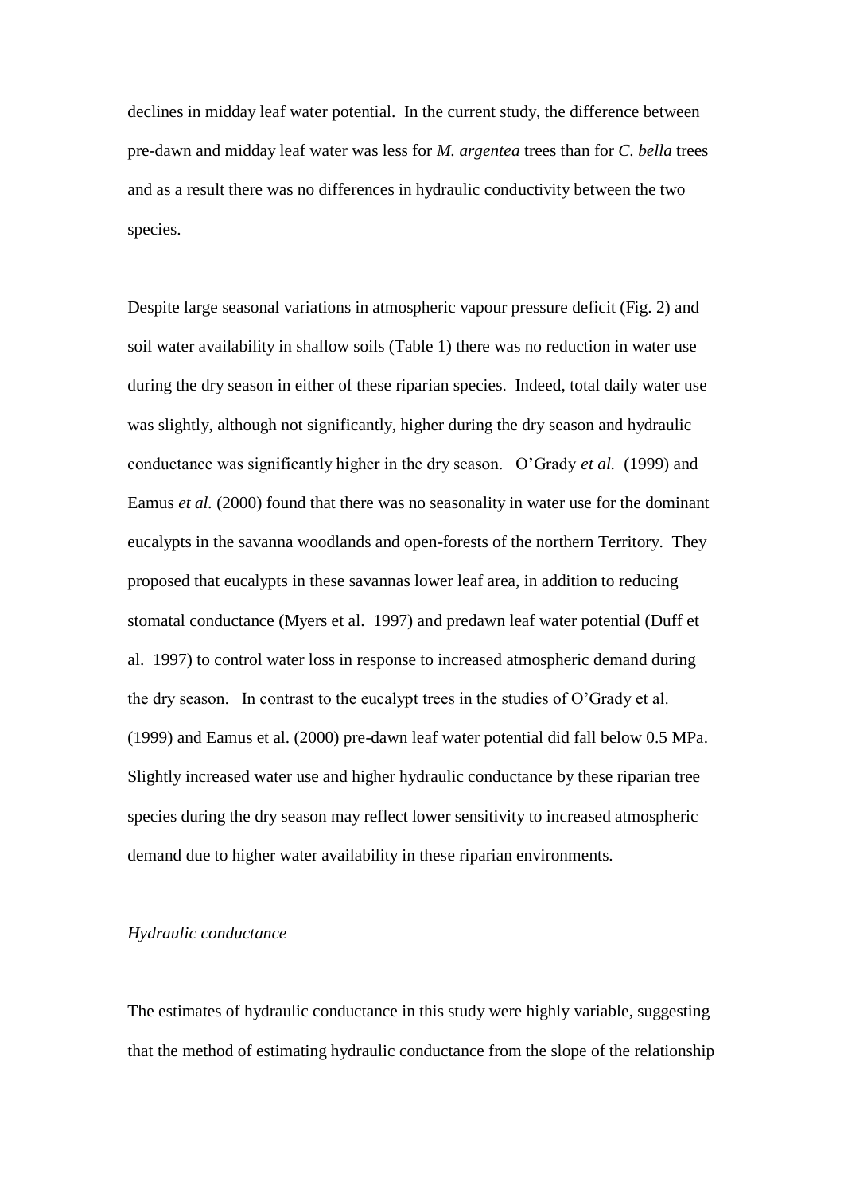declines in midday leaf water potential. In the current study, the difference between pre-dawn and midday leaf water was less for *M. argentea* trees than for *C. bella* trees and as a result there was no differences in hydraulic conductivity between the two species.

Despite large seasonal variations in atmospheric vapour pressure deficit (Fig. 2) and soil water availability in shallow soils (Table 1) there was no reduction in water use during the dry season in either of these riparian species. Indeed, total daily water use was slightly, although not significantly, higher during the dry season and hydraulic conductance was significantly higher in the dry season. O'Grady *et al.* (1999) and Eamus *et al.* (2000) found that there was no seasonality in water use for the dominant eucalypts in the savanna woodlands and open-forests of the northern Territory. They proposed that eucalypts in these savannas lower leaf area, in addition to reducing stomatal conductance (Myers et al. 1997) and predawn leaf water potential (Duff et al. 1997) to control water loss in response to increased atmospheric demand during the dry season. In contrast to the eucalypt trees in the studies of O'Grady et al. (1999) and Eamus et al. (2000) pre-dawn leaf water potential did fall below 0.5 MPa. Slightly increased water use and higher hydraulic conductance by these riparian tree species during the dry season may reflect lower sensitivity to increased atmospheric demand due to higher water availability in these riparian environments.

*Hydraulic conductance*

The estimates of hydraulic conductance in this study were highly variable, suggesting that the method of estimating hydraulic conductance from the slope of the relationship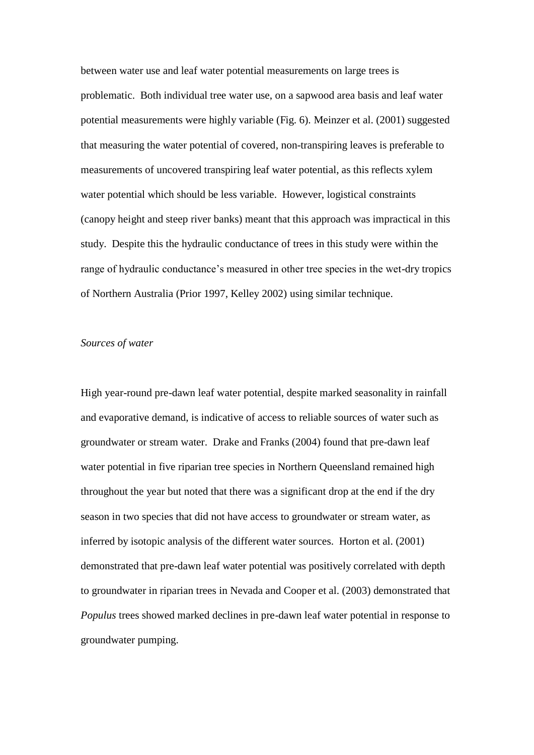between water use and leaf water potential measurements on large trees is problematic. Both individual tree water use, on a sapwood area basis and leaf water potential measurements were highly variable (Fig. 6). Meinzer et al. (2001) suggested that measuring the water potential of covered, non-transpiring leaves is preferable to measurements of uncovered transpiring leaf water potential, as this reflects xylem water potential which should be less variable. However, logistical constraints (canopy height and steep river banks) meant that this approach was impractical in this study. Despite this the hydraulic conductance of trees in this study were within the range of hydraulic conductance's measured in other tree species in the wet-dry tropics of Northern Australia (Prior 1997, Kelley 2002) using similar technique.

*Sources of water*

High year-round pre-dawn leaf water potential, despite marked seasonality in rainfall and evaporative demand, is indicative of access to reliable sources of water such as groundwater or stream water. Drake and Franks (2004) found that pre-dawn leaf water potential in five riparian tree species in Northern Queensland remained high throughout the year but noted that there was a significant drop at the end if the dry season in two species that did not have access to groundwater or stream water, as inferred by isotopic analysis of the different water sources. Horton et al. (2001) demonstrated that pre-dawn leaf water potential was positively correlated with depth to groundwater in riparian trees in Nevada and Cooper et al. (2003) demonstrated that *Populus* trees showed marked declines in pre-dawn leaf water potential in response to groundwater pumping.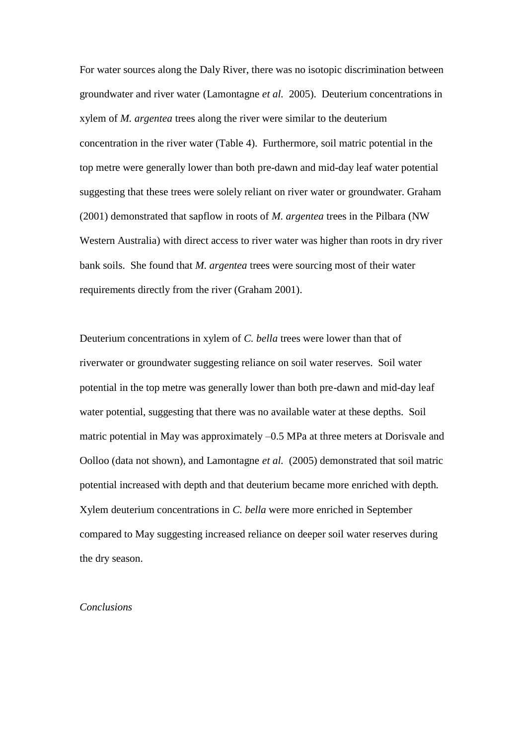For water sources along the Daly River, there was no isotopic discrimination between groundwater and river water (Lamontagne *et al.* 2005). Deuterium concentrations in xylem of *M. argentea* trees along the river were similar to the deuterium concentration in the river water (Table 4). Furthermore, soil matric potential in the top metre were generally lower than both pre-dawn and mid-day leaf water potential suggesting that these trees were solely reliant on river water or groundwater. Graham (2001) demonstrated that sapflow in roots of *M. argentea* trees in the Pilbara (NW Western Australia) with direct access to river water was higher than roots in dry river bank soils. She found that *M. argentea* trees were sourcing most of their water requirements directly from the river (Graham 2001).

Deuterium concentrations in xylem of *C. bella* trees were lower than that of riverwater or groundwater suggesting reliance on soil water reserves. Soil water potential in the top metre was generally lower than both pre-dawn and mid-day leaf water potential, suggesting that there was no available water at these depths. Soil matric potential in May was approximately –0.5 MPa at three meters at Dorisvale and Oolloo (data not shown), and Lamontagne *et al.* (2005) demonstrated that soil matric potential increased with depth and that deuterium became more enriched with depth. Xylem deuterium concentrations in *C. bella* were more enriched in September compared to May suggesting increased reliance on deeper soil water reserves during the dry season.

*Conclusions*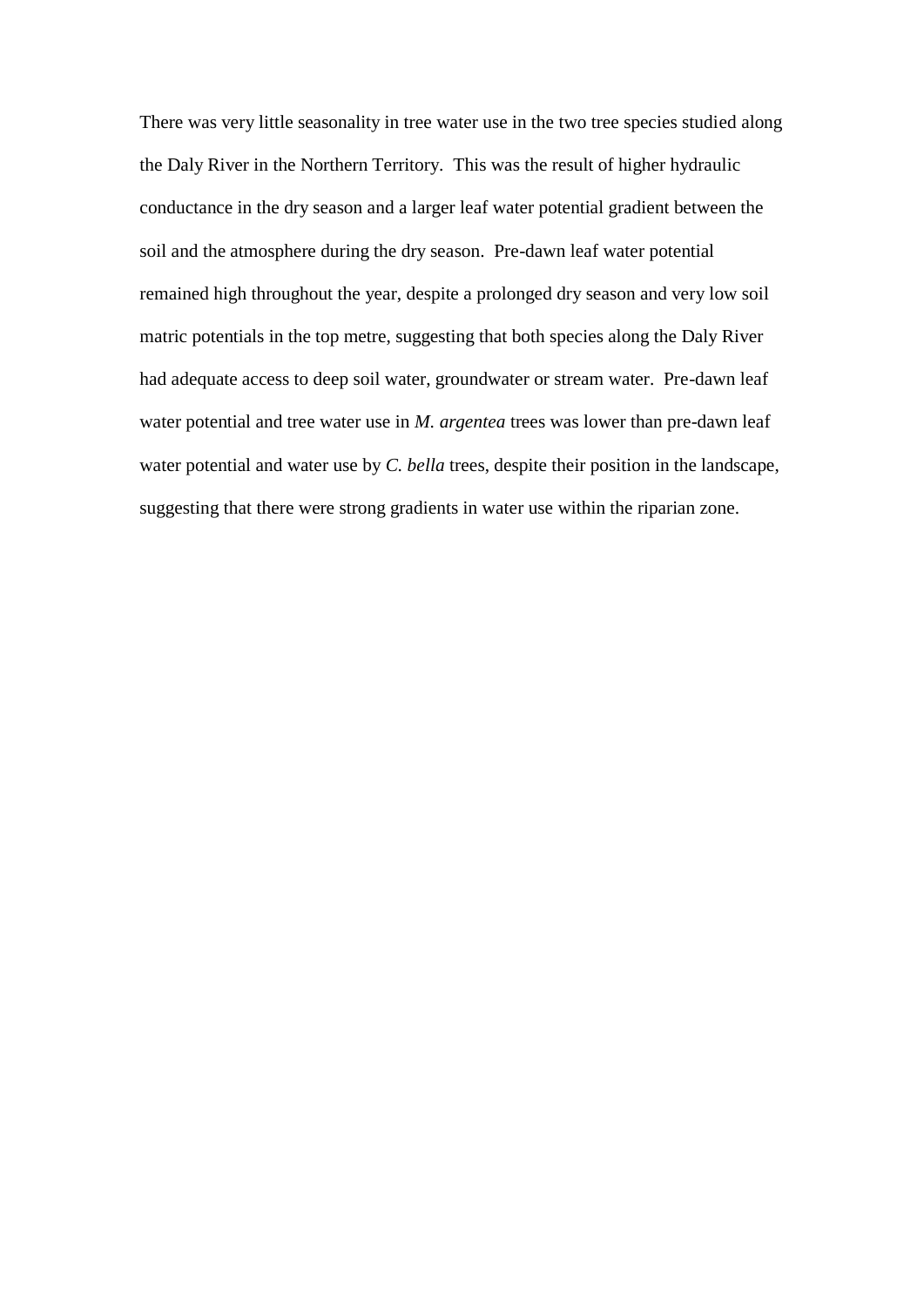There was very little seasonality in tree water use in the two tree species studied along the Daly River in the Northern Territory. This was the result of higher hydraulic conductance in the dry season and a larger leaf water potential gradient between the soil and the atmosphere during the dry season. Pre-dawn leaf water potential remained high throughout the year, despite a prolonged dry season and very low soil matric potentials in the top metre, suggesting that both species along the Daly River had adequate access to deep soil water, groundwater or stream water. Pre-dawn leaf water potential and tree water use in *M. argentea* trees was lower than pre-dawn leaf water potential and water use by *C. bella* trees, despite their position in the landscape, suggesting that there were strong gradients in water use within the riparian zone.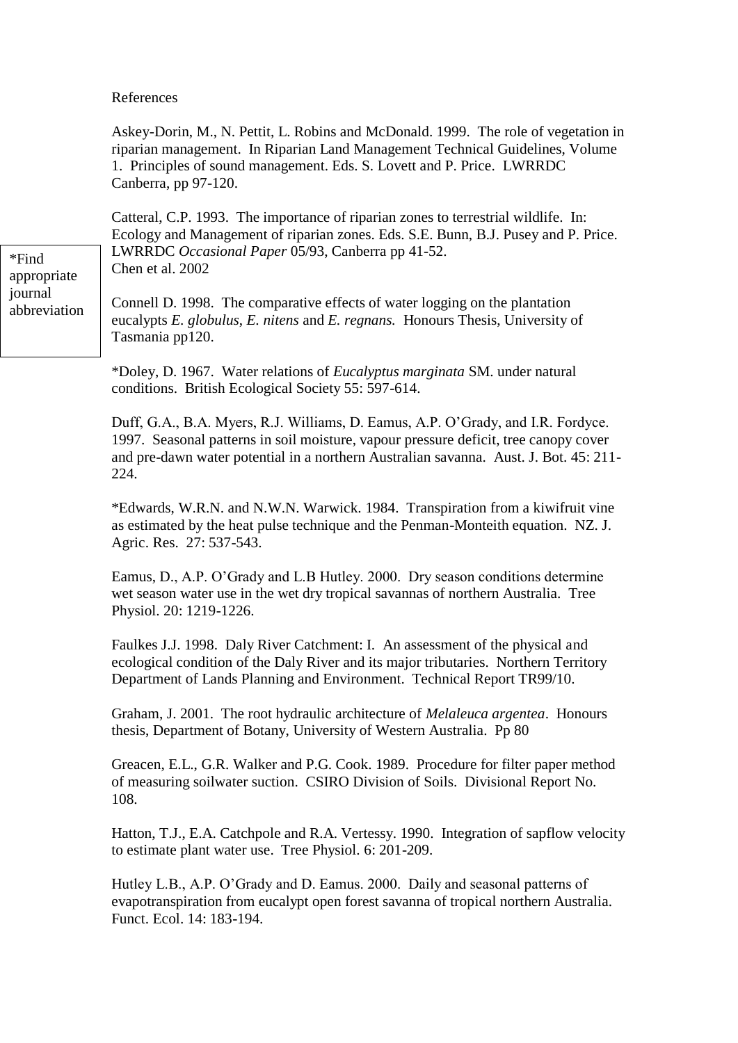References

Askey-Dorin, M., N. Pettit, L. Robins and McDonald. 1999. The role of vegetation in riparian management. In Riparian Land Management Technical Guidelines, Volume 1. Principles of sound management. Eds. S. Lovett and P. Price. LWRRDC Canberra, pp 97-120.

Catteral, C.P. 1993. The importance of riparian zones to terrestrial wildlife. In: Ecology and Management of riparian zones. Eds. S.E. Bunn, B.J. Pusey and P. Price. LWRRDC *Occasional Paper* 05/93, Canberra pp 41-52.

Chen et al. 2002

*Find appropriate journal abbreviation

Connell D. 1998. The comparative effects of water logging on the plantation eucalypts *E. globulus*, *E. nitens* and *E. regnans.* Honours Thesis, University of Tasmania pp120.

*Doley, D. 1967. Water relations of *Eucalyptus marginata* SM. under natural conditions. British Ecological Society 55: 597-614.

Duff, G.A., B.A. Myers, R.J. Williams, D. Eamus, A.P. O'Grady, and I.R. Fordyce. 1997. Seasonal patterns in soil moisture, vapour pressure deficit, tree canopy cover and pre-dawn water potential in a northern Australian savanna. Aust. J. Bot. 45: 211-224.

*Edwards, W.R.N. and N.W.N. Warwick. 1984. Transpiration from a kiwifruit vine as estimated by the heat pulse technique and the Penman-Monteith equation. NZ. J. Agric. Res. 27: 537-543.

Eamus, D., A.P. O'Grady and L.B Hutley. 2000. Dry season conditions determine wet season water use in the wet dry tropical savannas of northern Australia. Tree Physiol. 20: 1219-1226.

Faulkes J.J. 1998. Daly River Catchment: I. An assessment of the physical and ecological condition of the Daly River and its major tributaries. Northern Territory Department of Lands Planning and Environment. Technical Report TR99/10.

Graham, J. 2001. The root hydraulic architecture of *Melaleuca argentea*. Honours thesis, Department of Botany, University of Western Australia. Pp 80

Greacen, E.L., G.R. Walker and P.G. Cook. 1989. Procedure for filter paper method of measuring soilwater suction. CSIRO Division of Soils. Divisional Report No. 108.

Hatton, T.J., E.A. Catchpole and R.A. Vertessy. 1990. Integration of sapflow velocity to estimate plant water use. Tree Physiol. 6: 201-209.

Hutley L.B., A.P. O'Grady and D. Eamus. 2000. Daily and seasonal patterns of evapotranspiration from eucalypt open forest savanna of tropical northern Australia. Funct. Ecol. 14: 183-194.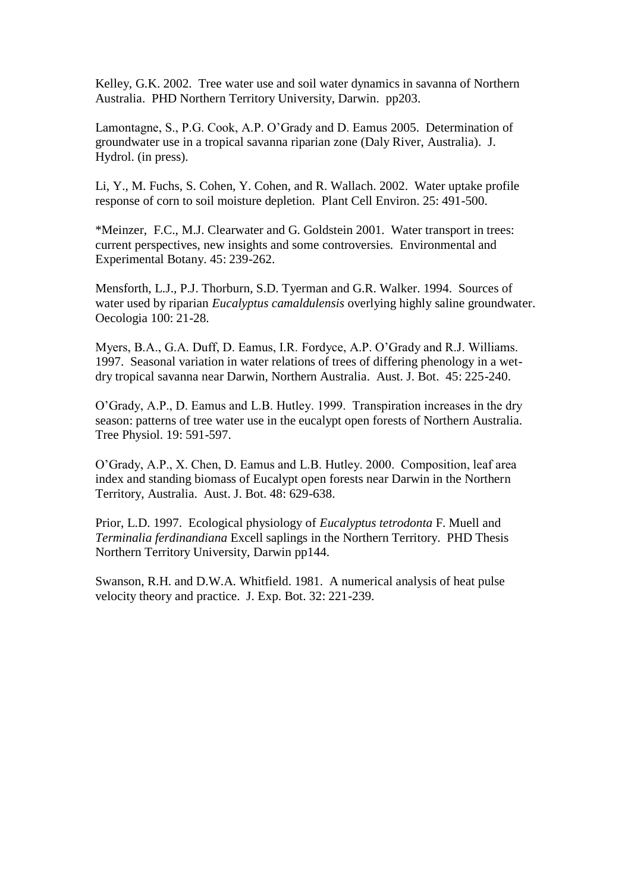Kelley, G.K. 2002. Tree water use and soil water dynamics in savanna of Northern Australia. PHD Northern Territory University, Darwin. pp203.

Lamontagne, S., P.G. Cook, A.P. O'Grady and D. Eamus 2005. Determination of groundwater use in a tropical savanna riparian zone (Daly River, Australia). J. Hydrol. (in press).

Li, Y., M. Fuchs, S. Cohen, Y. Cohen, and R. Wallach. 2002. Water uptake profile response of corn to soil moisture depletion. Plant Cell Environ. 25: 491-500.

*Meinzer, F.C., M.J. Clearwater and G. Goldstein 2001. Water transport in trees: current perspectives, new insights and some controversies. Environmental and Experimental Botany. 45: 239-262.

Mensforth, L.J., P.J. Thorburn, S.D. Tyerman and G.R. Walker. 1994. Sources of water used by riparian *Eucalyptus camaldulensis* overlying highly saline groundwater. Oecologia 100: 21-28.

Myers, B.A., G.A. Duff, D. Eamus, I.R. Fordyce, A.P. O'Grady and R.J. Williams. 1997. Seasonal variation in water relations of trees of differing phenology in a wet-dry tropical savanna near Darwin, Northern Australia. Aust. J. Bot. 45: 225-240.

O'Grady, A.P., D. Eamus and L.B. Hutley. 1999. Transpiration increases in the dry season: patterns of tree water use in the eucalypt open forests of Northern Australia. Tree Physiol. 19: 591-597.

O'Grady, A.P., X. Chen, D. Eamus and L.B. Hutley. 2000. Composition, leaf area index and standing biomass of Eucalypt open forests near Darwin in the Northern Territory, Australia. Aust. J. Bot. 48: 629-638.

Prior, L.D. 1997. Ecological physiology of *Eucalyptus tetrodonta* F. Muell and *Terminalia ferdinandiana* Excell saplings in the Northern Territory. PHD Thesis Northern Territory University, Darwin pp144.

Swanson, R.H. and D.W.A. Whitfield. 1981. A numerical analysis of heat pulse velocity theory and practice. J. Exp. Bot. 32: 221-239.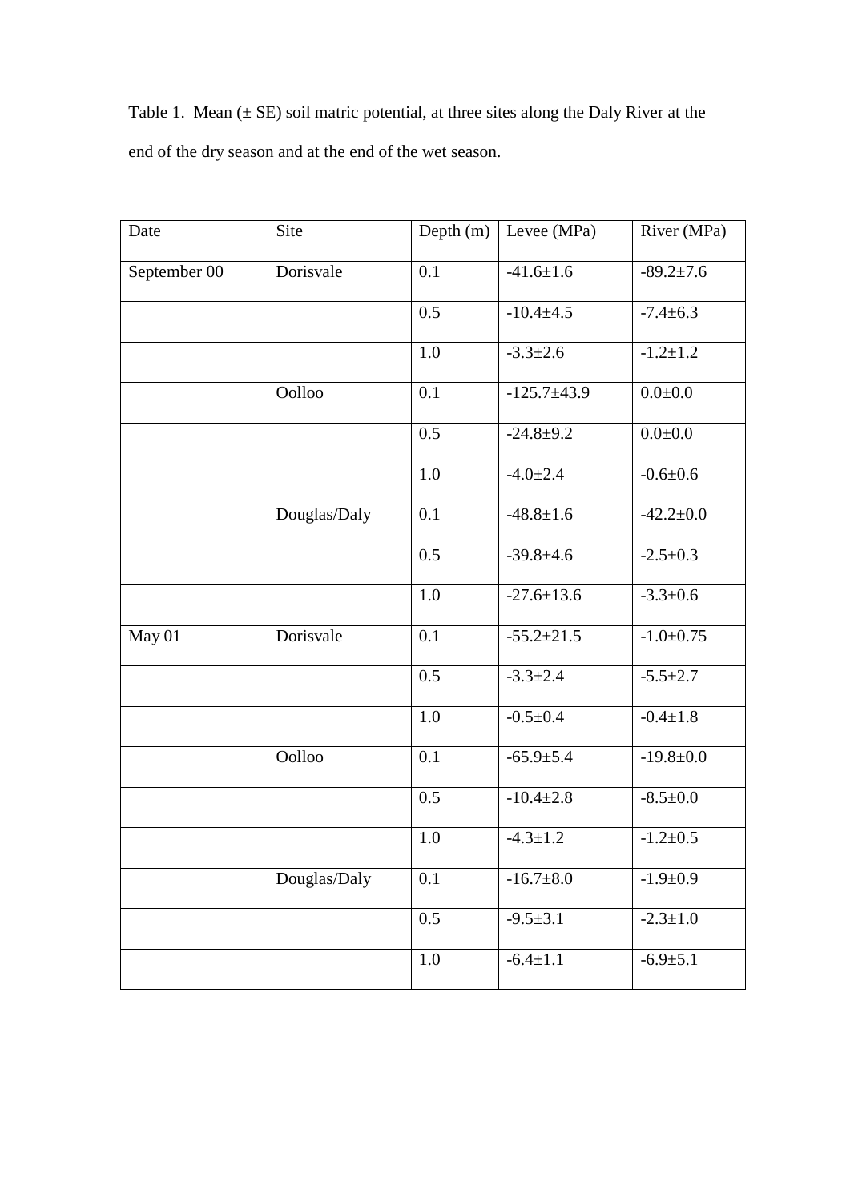Table 1. Mean (± SE) soil matric potential, at three sites along the Daly River at the end of the dry season and at the end of the wet season.

| Date | Site | Depth (m) | Levee (MPa) | River (MPa) |
|---|---|---|---|---|
| September 00 | Dorisvale | 0.1 | -41.6±1.6 | -89.2±7.6 |
| | | 0.5 | -10.4±4.5 | -7.4±6.3 |
| | | 1.0 | -3.3±2.6 | -1.2±1.2 |
| | Oolloo | 0.1 | -125.7±43.9 | 0.0±0.0 |
| | | 0.5 | -24.8±9.2 | 0.0±0.0 |
| | | 1.0 | -4.0±2.4 | -0.6±0.6 |
| | Douglas/Daly | 0.1 | -48.8±1.6 | -42.2±0.0 |
| | | 0.5 | -39.8±4.6 | -2.5±0.3 |
| | | 1.0 | -27.6±13.6 | -3.3±0.6 |
| May 01 | Dorisvale | 0.1 | -55.2±21.5 | -1.0±0.75 |
| | | 0.5 | -3.3±2.4 | -5.5±2.7 |
| | | 1.0 | -0.5±0.4 | -0.4±1.8 |
| | Oolloo | 0.1 | -65.9±5.4 | -19.8±0.0 |
| | | 0.5 | -10.4±2.8 | -8.5±0.0 |
| | | 1.0 | -4.3±1.2 | -1.2±0.5 |
| | Douglas/Daly | 0.1 | -16.7±8.0 | -1.9±0.9 |
| | | 0.5 | -9.5±3.1 | -2.3±1.0 |
| | | 1.0 | -6.4±1.1 | -6.9±5.1 |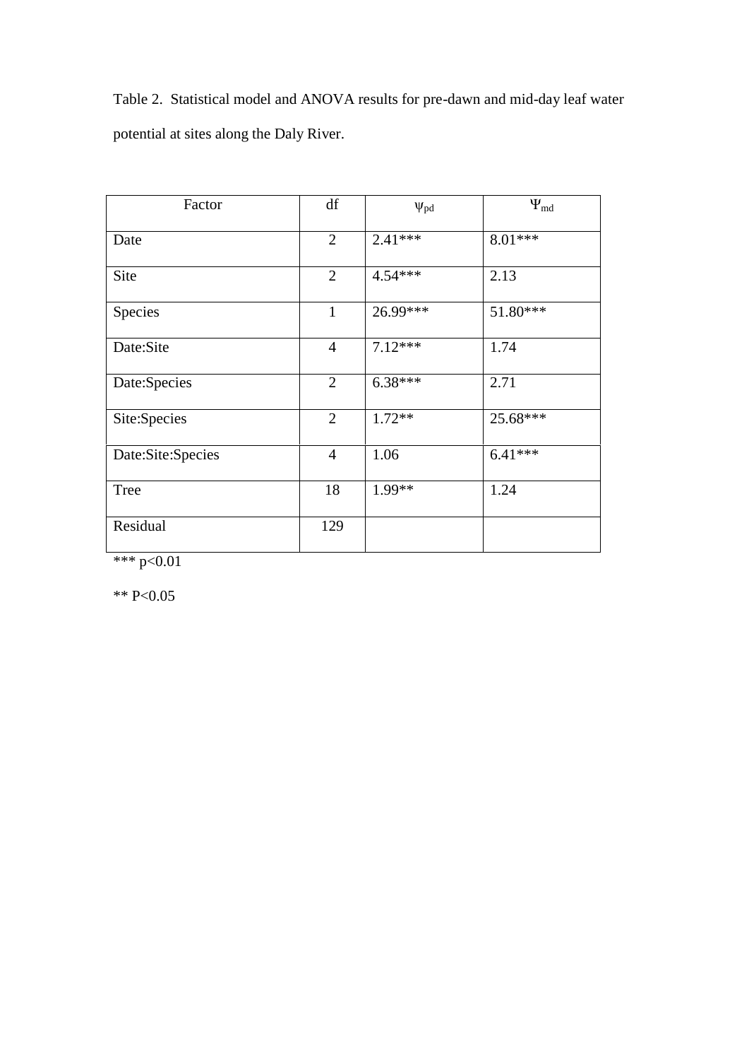Table 2. Statistical model and ANOVA results for pre-dawn and mid-day leaf water potential at sites along the Daly River.

| Factor | df | $\psi_{pd}$ | $\Psi_{md}$ |
|---|---|---|---|
| Date | 2 | 2.41*** | 8.01*** |
| Site | 2 | 4.54*** | 2.13 |
| Species | 1 | 26.99*** | 51.80*** |
| Date:Site | 4 | 7.12*** | 1.74 |
| Date:Species | 2 | 6.38*** | 2.71 |
| Site:Species | 2 | 1.72** | 25.68*** |
| Date:Site:Species | 4 | 1.06 | 6.41*** |
| Tree | 18 | 1.99** | 1.24 |
| Residual | 129 | | |

*** p<0.01

** P<0.05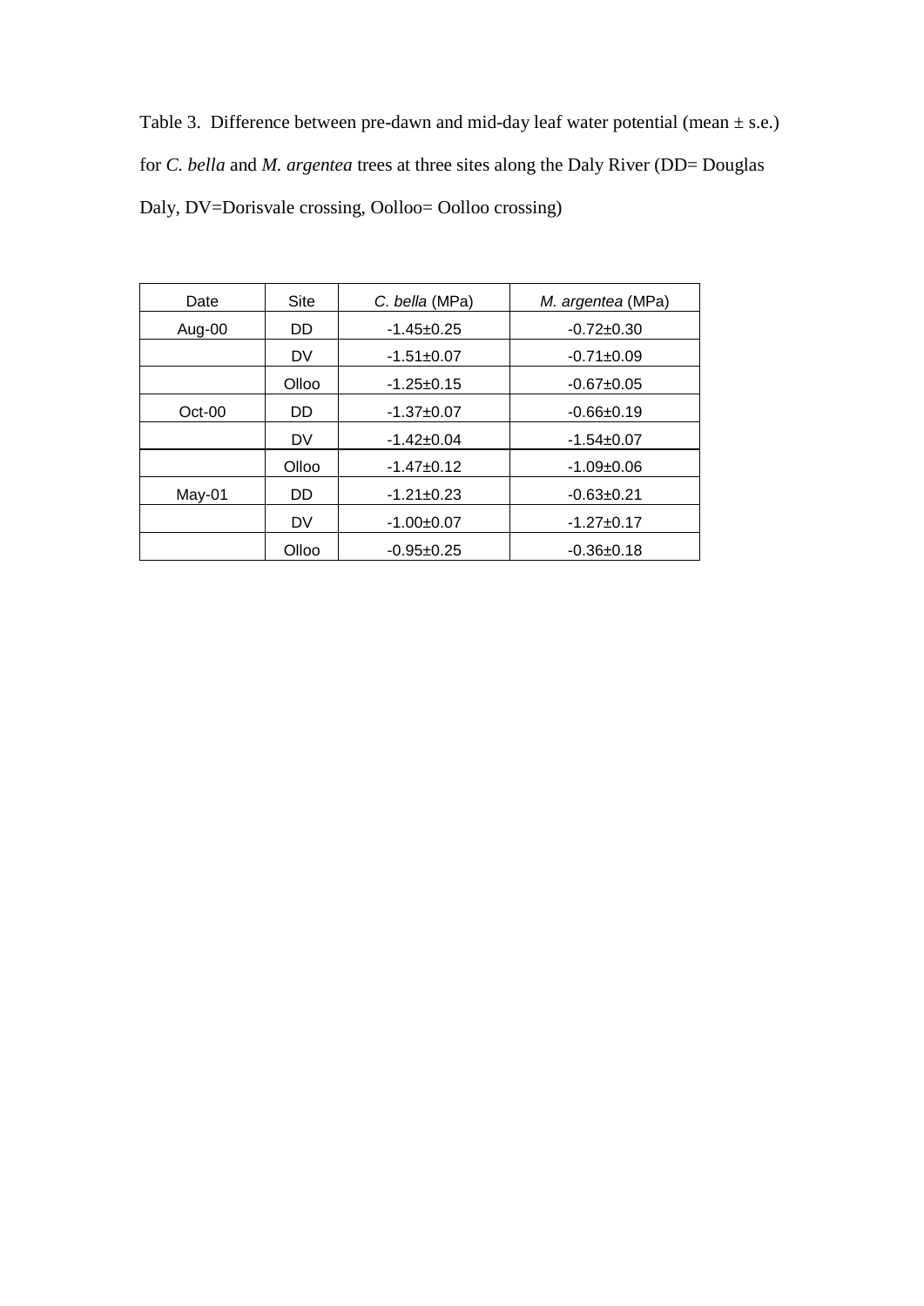Table 3. Difference between pre-dawn and mid-day leaf water potential (mean ± s.e.) for *C. bella* and *M. argentea* trees at three sites along the Daly River (DD= Douglas Daly, DV=Dorisvale crossing, Oolloo= Oolloo crossing)

| Date | Site | *C. bella* (MPa) | *M. argentea* (MPa) |
|---|---|---|---|
| Aug-00 | DD | -1.45±0.25 | -0.72±0.30 |
| | DV | -1.51±0.07 | -0.71±0.09 |
| | Olloo | -1.25±0.15 | -0.67±0.05 |
| Oct-00 | DD | -1.37±0.07 | -0.66±0.19 |
| | DV | -1.42±0.04 | -1.54±0.07 |
| | Olloo | -1.47±0.12 | -1.09±0.06 |
| May-01 | DD | -1.21±0.23 | -0.63±0.21 |
| | DV | -1.00±0.07 | -1.27±0.17 |
| | Olloo | -0.95±0.25 | -0.36±0.18 |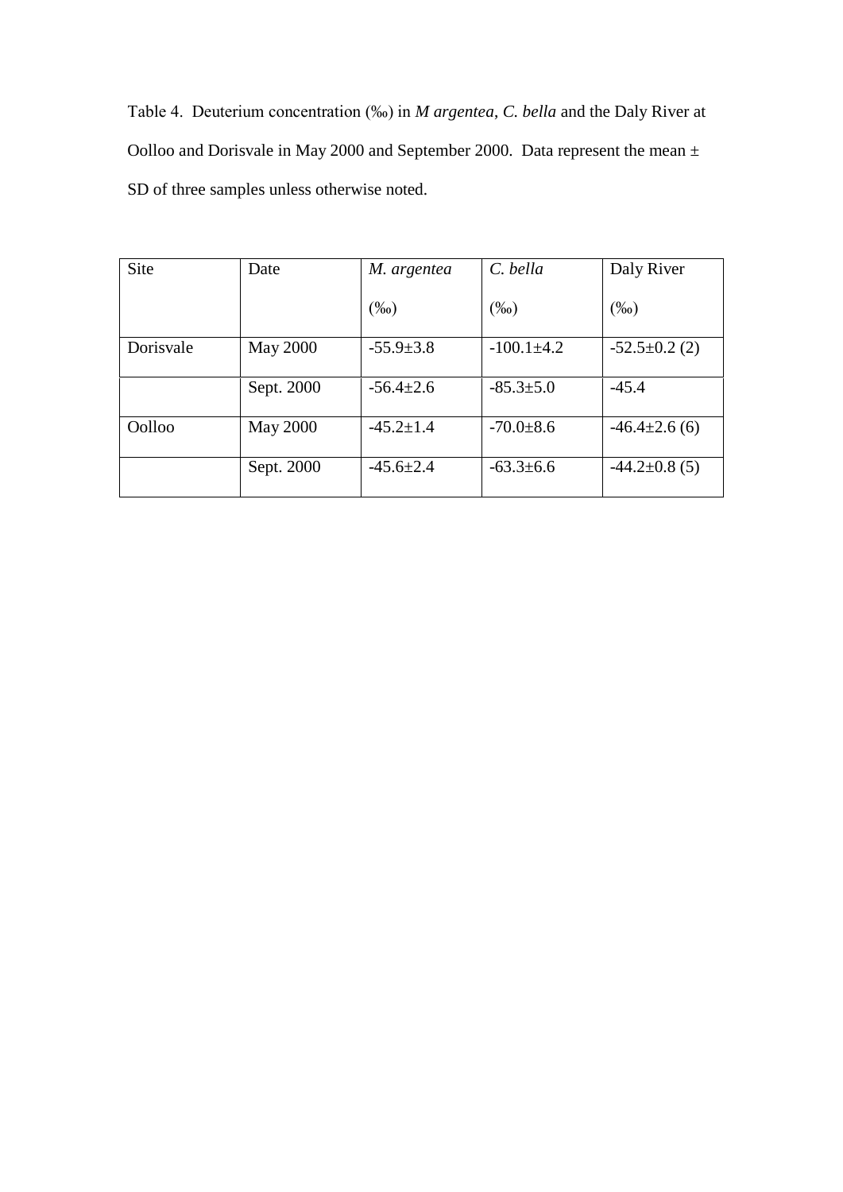Table 4. Deuterium concentration (‰) in *M argentea*, *C. bella* and the Daly River at Oolloo and Dorisvale in May 2000 and September 2000. Data represent the mean ± SD of three samples unless otherwise noted.

| Site | Date | *M. argentea* (‰) | *C. bella* (‰) | Daly River (‰) |
|---|---|---|---|---|
| Dorisvale | May 2000 | -55.9±3.8 | -100.1±4.2 | -52.5±0.2 (2) |
| | Sept. 2000 | -56.4±2.6 | -85.3±5.0 | -45.4 |
| Oolloo | May 2000 | -45.2±1.4 | -70.0±8.6 | -46.4±2.6 (6) |
| | Sept. 2000 | -45.6±2.4 | -63.3±6.6 | -44.2±0.8 (5) |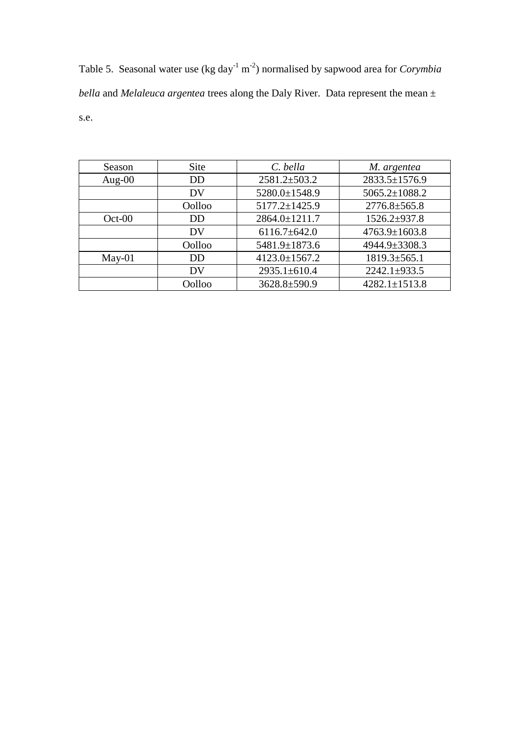Table 5. Seasonal water use (kg $day^{-1}$ $m^{-2}$) normalised by sapwood area for *Corymbia bella* and *Melaleuca argentea* trees along the Daly River. Data represent the mean ± s.e.

| Season | Site | *C. bella* | *M. argentea* |
|---|---|---|---|
| Aug-00 | DD | 2581.2±503.2 | 2833.5±1576.9 |
| | DV | 5280.0±1548.9 | 5065.2±1088.2 |
| | Oolloo | 5177.2±1425.9 | 2776.8±565.8 |
| Oct-00 | DD | 2864.0±1211.7 | 1526.2±937.8 |
| | DV | 6116.7±642.0 | 4763.9±1603.8 |
| | Oolloo | 5481.9±1873.6 | 4944.9±3308.3 |
| May-01 | DD | 4123.0±1567.2 | 1819.3±565.1 |
| | DV | 2935.1±610.4 | 2242.1±933.5 |
| | Oolloo | 3628.8±590.9 | 4282.1±1513.8 |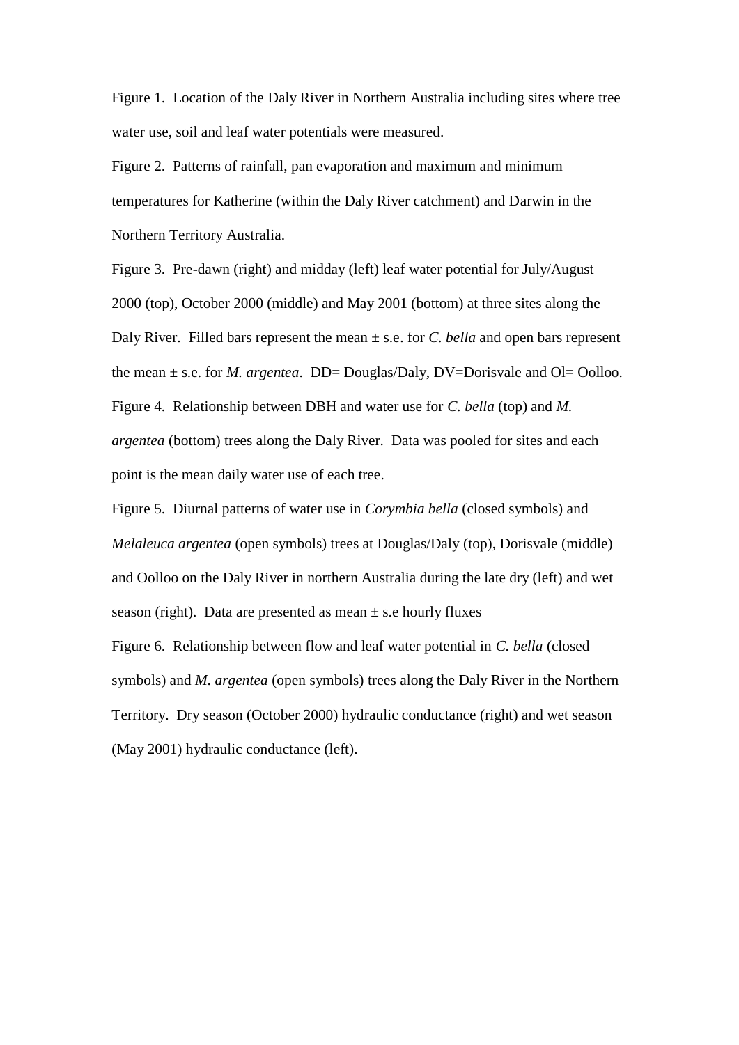Figure 1. Location of the Daly River in Northern Australia including sites where tree water use, soil and leaf water potentials were measured.

Figure 2. Patterns of rainfall, pan evaporation and maximum and minimum temperatures for Katherine (within the Daly River catchment) and Darwin in the Northern Territory Australia.

Figure 3. Pre-dawn (right) and midday (left) leaf water potential for July/August 2000 (top), October 2000 (middle) and May 2001 (bottom) at three sites along the Daly River. Filled bars represent the mean ± s.e. for *C. bella* and open bars represent the mean ± s.e. for *M. argentea*. DD= Douglas/Daly, DV=Dorisvale and Ol= Oolloo.

Figure 4. Relationship between DBH and water use for *C. bella* (top) and *M. argentea* (bottom) trees along the Daly River. Data was pooled for sites and each point is the mean daily water use of each tree.

Figure 5. Diurnal patterns of water use in *Corymbia bella* (closed symbols) and *Melaleuca argentea* (open symbols) trees at Douglas/Daly (top), Dorisvale (middle) and Oolloo on the Daly River in northern Australia during the late dry (left) and wet season (right). Data are presented as mean ± s.e hourly fluxes

Figure 6. Relationship between flow and leaf water potential in *C. bella* (closed symbols) and *M. argentea* (open symbols) trees along the Daly River in the Northern Territory. Dry season (October 2000) hydraulic conductance (right) and wet season (May 2001) hydraulic conductance (left).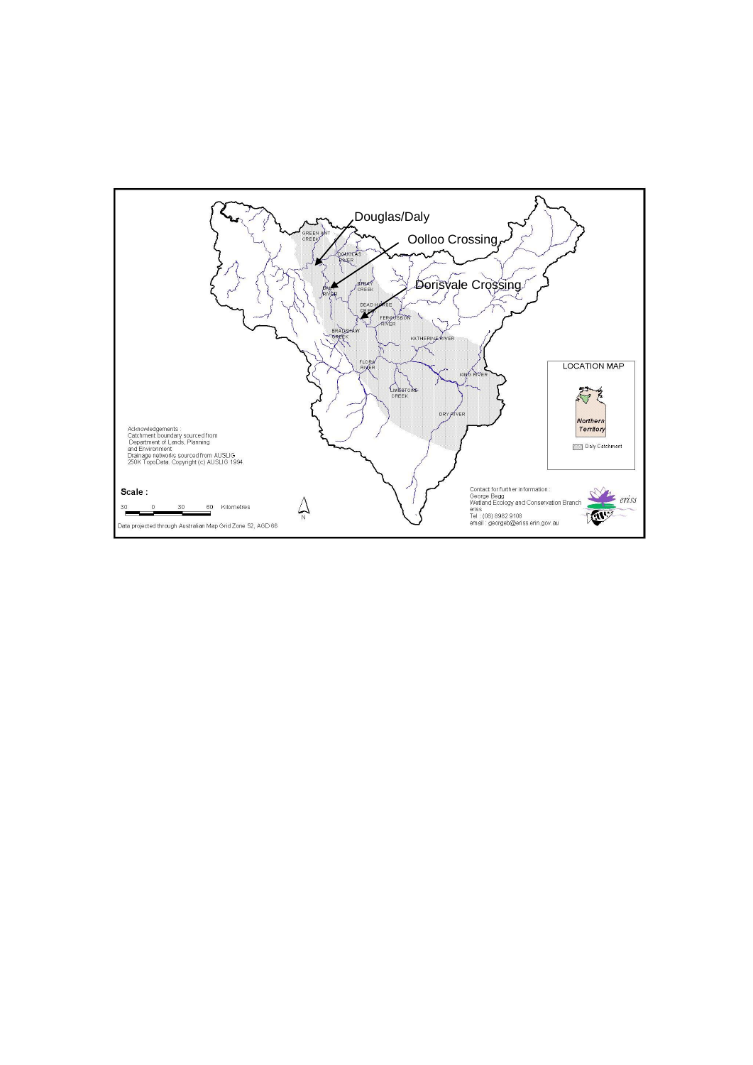Douglas/Daly

Oolloo Crossing

Dorisvale Crossing

GREEN ANT CREEK

DOUGLAS RIVER

DALY RIVER

STRAY CREEK

DEAD HORSE CREEK

FERGUSSON RIVER

BRADSHAW CREEK

KATHERINE RIVER

FLORA RIVER

KING RIVER

LIMESTONE CREEK

DRY RIVER

LOCATION MAP

*Northern Territory*

Daly Catchment

Acknowledgements :
Catchment boundary sourced from
Department of Lands, Planning
and Environment
Drainage networks sourced from AUSLIG
250K TopoData. Copyright (c) AUSLIG 1994.

**Scale :**

30 0 30 60 Kilometres

N

Data projected through Australian Map Grid Zone 52, AGD 66

Contact for further information :
George Begg
Wetland Ecology and Conservation Branch
eriss
Tel : (08) 8982 9108
email : georgeb@eriss.erin.gov.au

eriss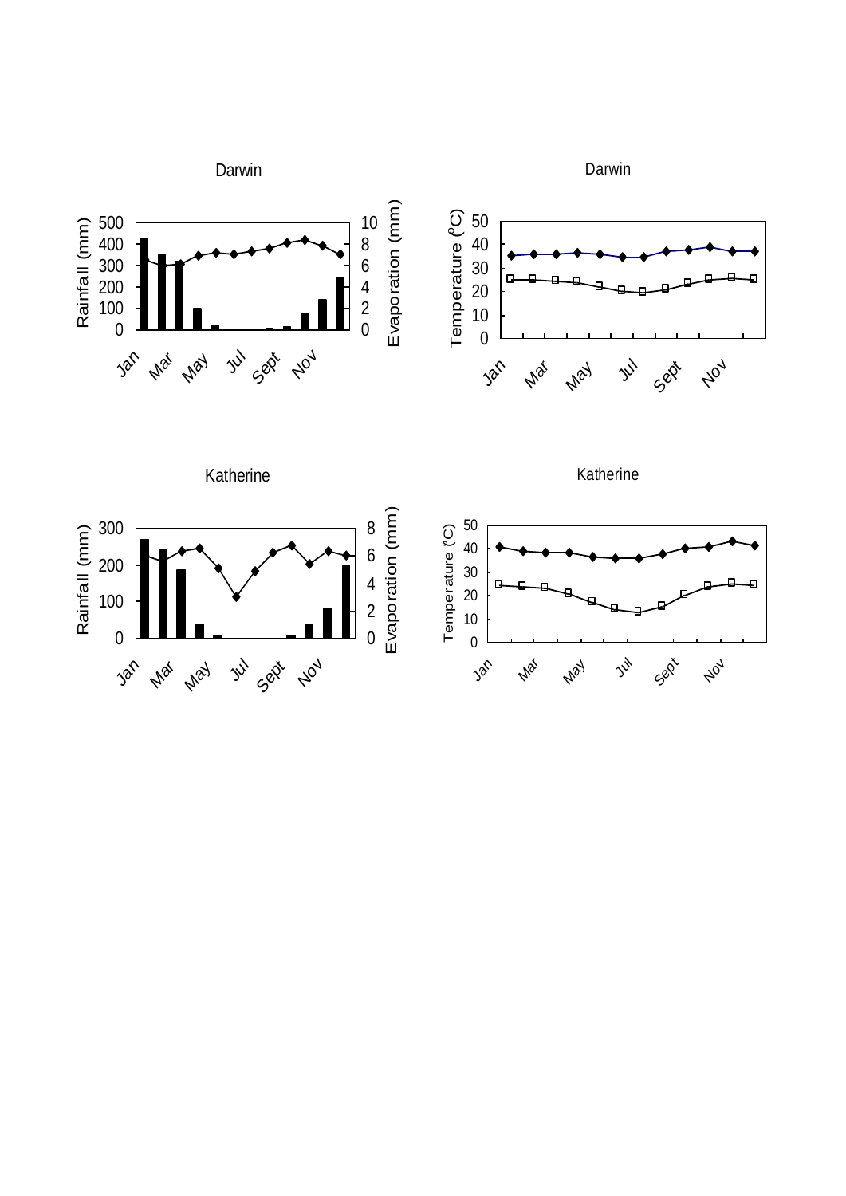Darwin

Rainfall (mm) | Evaporation (mm)

Jan Mar May Jul Sept Nov

Darwin

Temperature (°C)

Jan Mar May Jul Sept Nov

Katherine

Rainfall (mm) | Evaporation (mm)

Jan Mar May Jul Sept Nov

Katherine

Temperature (°C)

Jan Mar May Jul Sept Nov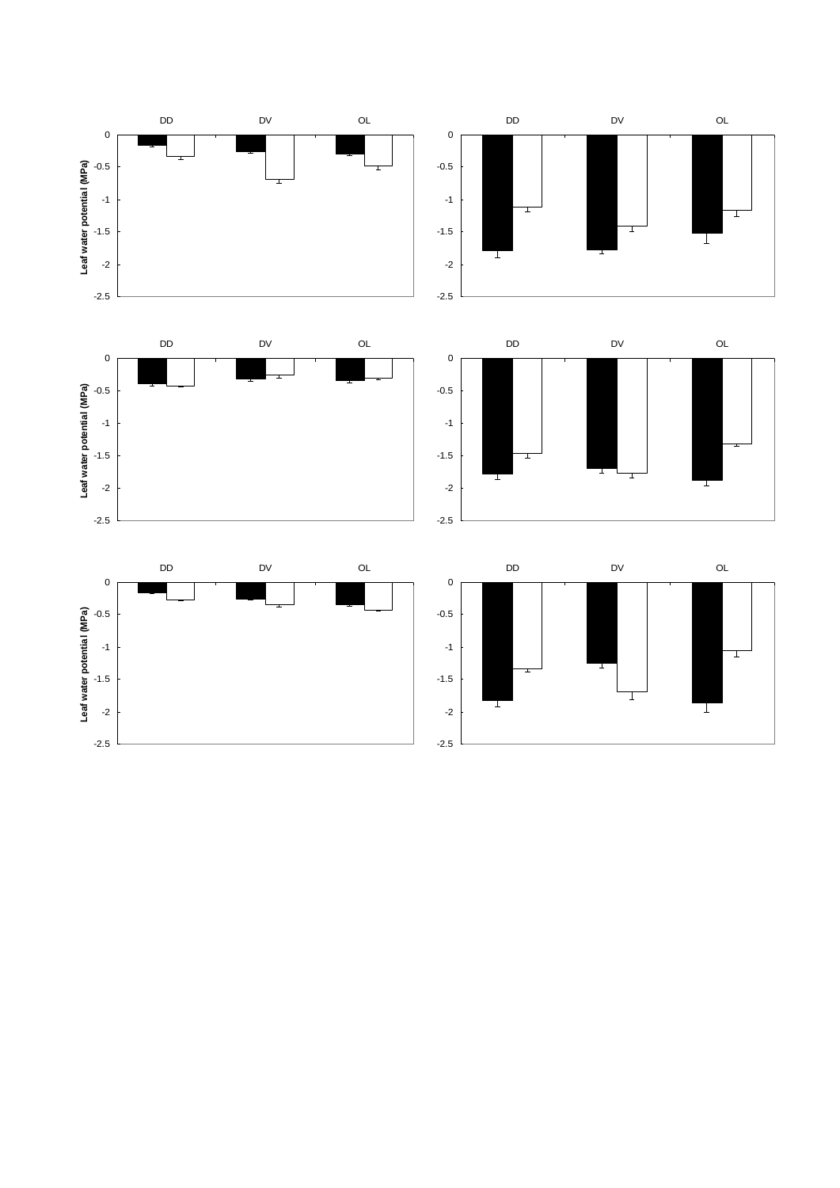DD DV OL

Leaf water potential (MPa)

0 -0.5 -1 -1.5 -2 -2.5

DD DV OL

0 -0.5 -1 -1.5 -2 -2.5

DD DV OL

Leaf water potential (MPa)

0 -0.5 -1 -1.5 -2 -2.5

DD DV OL

0 -0.5 -1 -1.5 -2 -2.5

DD DV OL

Leaf water potential (MPa)

0 -0.5 -1 -1.5 -2 -2.5

DD DV OL

0 -0.5 -1 -1.5 -2 -2.5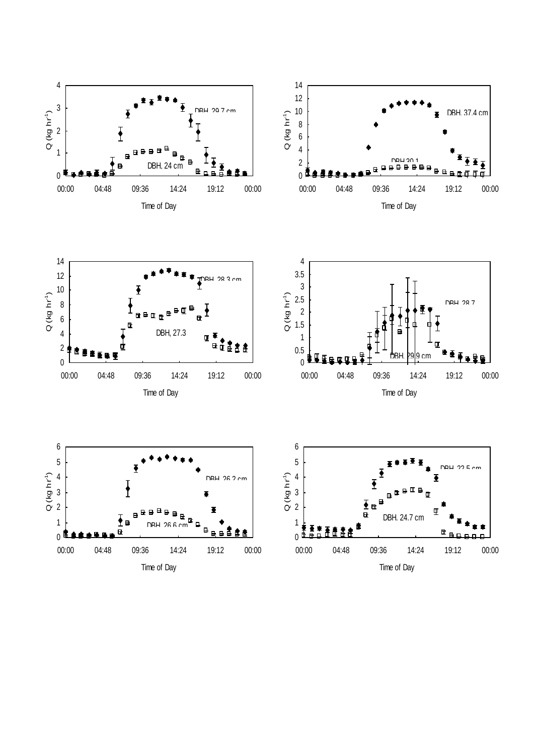Q (kg hr$^{-1}$)

DBH. 29.7 cm

DBH. 24 cm

Time of Day

Q (kg hr$^{-1}$)

DBH. 37.4 cm

DBH 30.1

Time of Day

Q (kg hr$^{-1}$)

DBH. 28.3 cm

DBH, 27.3

Time of Day

Q (kg hr$^{-1}$)

DBH. 28.7

DBH. 29.9 cm

Time of Day

Q (kg hr$^{-1}$)

DBH. 26.2 cm

DBH. 26.6 cm

Time of Day

Q (kg hr$^{-1}$)

DBH. 22.5 cm

DBH. 24.7 cm

Time of Day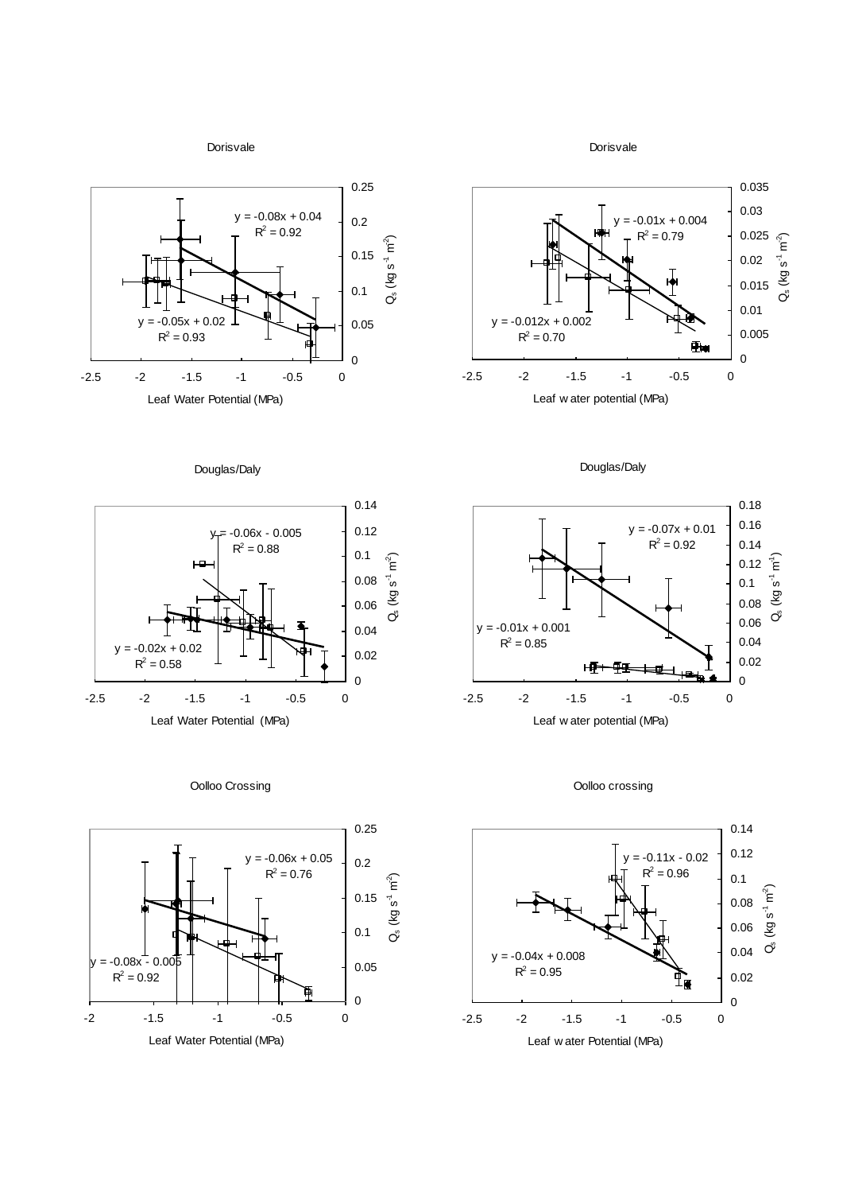Dorisvale

y = -0.08x + 0.04
$R^2$ = 0.92

y = -0.05x + 0.02
$R^2$ = 0.93

Leaf Water Potential (MPa)

$Q_s$ (kg $s^{-1}$ $m^{-2}$)

Dorisvale

y = -0.01x + 0.004
$R^2$ = 0.79

y = -0.012x + 0.002
$R^2$ = 0.70

Leaf water potential (MPa)

$Q_s$ (kg $s^{-1}$ $m^{-2}$)

Douglas/Daly

y = -0.06x - 0.005
$R^2$ = 0.88

y = -0.02x + 0.02
$R^2$ = 0.58

Leaf Water Potential (MPa)

$Q_s$ (kg $s^{-1}$ $m^{-2}$)

Douglas/Daly

y = -0.07x + 0.01
$R^2$ = 0.92

y = -0.01x + 0.001
$R^2$ = 0.85

Leaf water potential (MPa)

$Q_s$ (kg $s^{-1}$ $m^{-1}$)

Oolloo Crossing

y = -0.06x + 0.05
$R^2$ = 0.76

y = -0.08x - 0.005
$R^2$ = 0.92

Leaf Water Potential (MPa)

$Q_s$ (kg $s^{-1}$ $m^{-2}$)

Oolloo crossing

y = -0.11x - 0.02
$R^2$ = 0.96

y = -0.04x + 0.008
$R^2$ = 0.95

Leaf water Potential (MPa)

$Q_s$ (kg $s^{-1}$ $m^{-2}$)